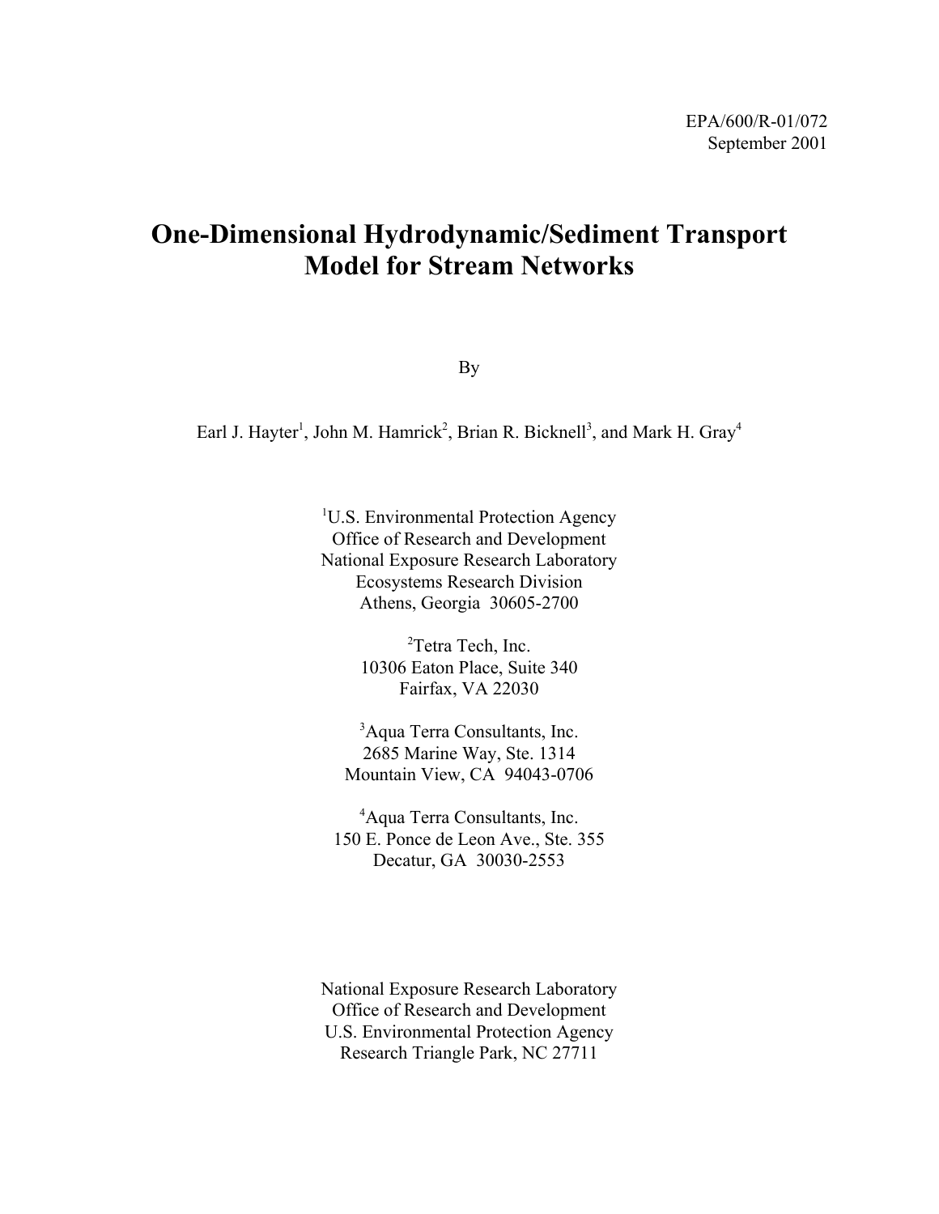EPA/600/R-01/072
September 2001

# One-Dimensional Hydrodynamic/Sediment Transport Model for Stream Networks

By

Earl J. Hayter[1], John M. Hamrick[2], Brian R. Bicknell[3], and Mark H. Gray[4]

[1]U.S. Environmental Protection Agency
Office of Research and Development
National Exposure Research Laboratory
Ecosystems Research Division
Athens, Georgia 30605-2700

[2]Tetra Tech, Inc.
10306 Eaton Place, Suite 340
Fairfax, VA 22030

[3]Aqua Terra Consultants, Inc.
2685 Marine Way, Ste. 1314
Mountain View, CA 94043-0706

[4]Aqua Terra Consultants, Inc.
150 E. Ponce de Leon Ave., Ste. 355
Decatur, GA 30030-2553

National Exposure Research Laboratory
Office of Research and Development
U.S. Environmental Protection Agency
Research Triangle Park, NC 27711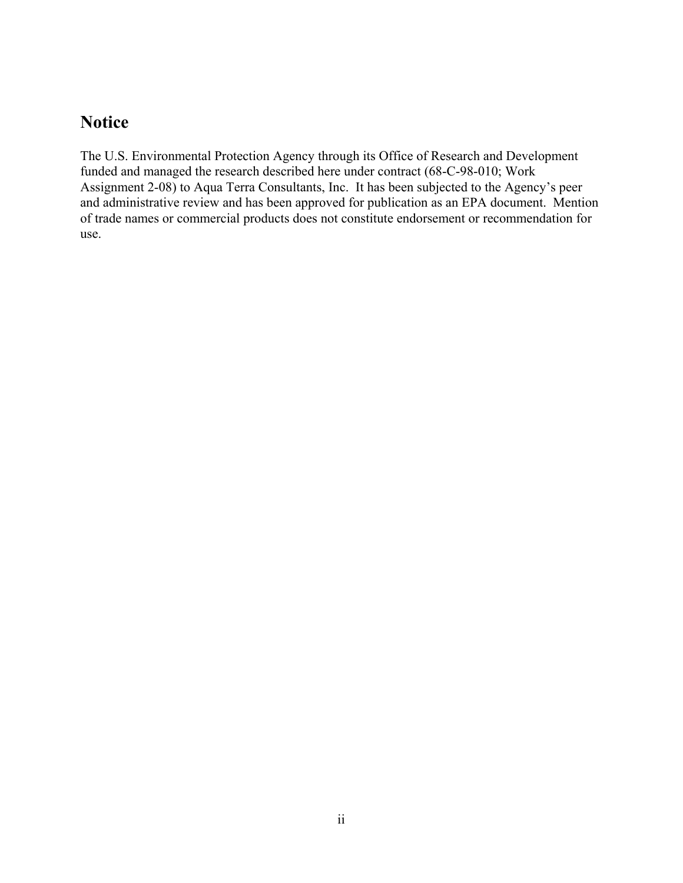## Notice

The U.S. Environmental Protection Agency through its Office of Research and Development funded and managed the research described here under contract (68-C-98-010; Work Assignment 2-08) to Aqua Terra Consultants, Inc. It has been subjected to the Agency's peer and administrative review and has been approved for publication as an EPA document. Mention of trade names or commercial products does not constitute endorsement or recommendation for use.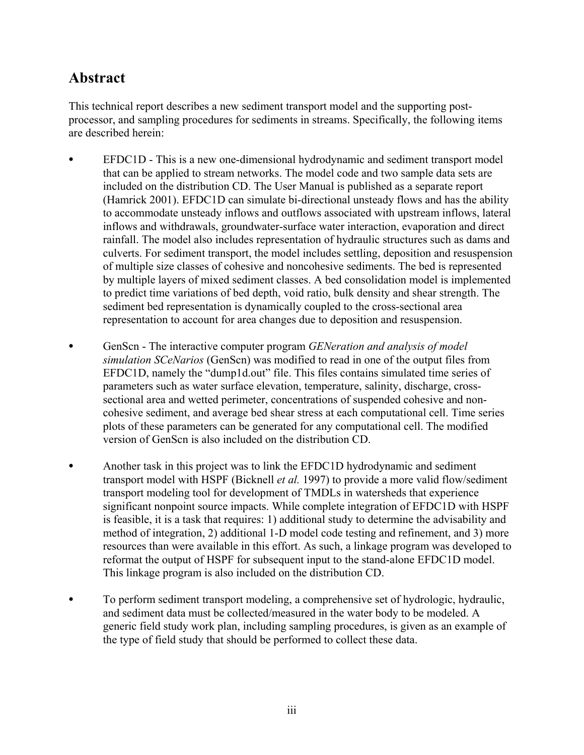## Abstract

This technical report describes a new sediment transport model and the supporting post-processor, and sampling procedures for sediments in streams. Specifically, the following items are described herein:

- EFDC1D - This is a new one-dimensional hydrodynamic and sediment transport model that can be applied to stream networks. The model code and two sample data sets are included on the distribution CD. The User Manual is published as a separate report (Hamrick 2001). EFDC1D can simulate bi-directional unsteady flows and has the ability to accommodate unsteady inflows and outflows associated with upstream inflows, lateral inflows and withdrawals, groundwater-surface water interaction, evaporation and direct rainfall. The model also includes representation of hydraulic structures such as dams and culverts. For sediment transport, the model includes settling, deposition and resuspension of multiple size classes of cohesive and noncohesive sediments. The bed is represented by multiple layers of mixed sediment classes. A bed consolidation model is implemented to predict time variations of bed depth, void ratio, bulk density and shear strength. The sediment bed representation is dynamically coupled to the cross-sectional area representation to account for area changes due to deposition and resuspension.

- GenScn - The interactive computer program *GENeration and analysis of model simulation SCeNarios* (GenScn) was modified to read in one of the output files from EFDC1D, namely the "dump1d.out" file. This files contains simulated time series of parameters such as water surface elevation, temperature, salinity, discharge, cross-sectional area and wetted perimeter, concentrations of suspended cohesive and non-cohesive sediment, and average bed shear stress at each computational cell. Time series plots of these parameters can be generated for any computational cell. The modified version of GenScn is also included on the distribution CD.

- Another task in this project was to link the EFDC1D hydrodynamic and sediment transport model with HSPF (Bicknell *et al.* 1997) to provide a more valid flow/sediment transport modeling tool for development of TMDLs in watersheds that experience significant nonpoint source impacts. While complete integration of EFDC1D with HSPF is feasible, it is a task that requires: 1) additional study to determine the advisability and method of integration, 2) additional 1-D model code testing and refinement, and 3) more resources than were available in this effort. As such, a linkage program was developed to reformat the output of HSPF for subsequent input to the stand-alone EFDC1D model. This linkage program is also included on the distribution CD.

- To perform sediment transport modeling, a comprehensive set of hydrologic, hydraulic, and sediment data must be collected/measured in the water body to be modeled. A generic field study work plan, including sampling procedures, is given as an example of the type of field study that should be performed to collect these data.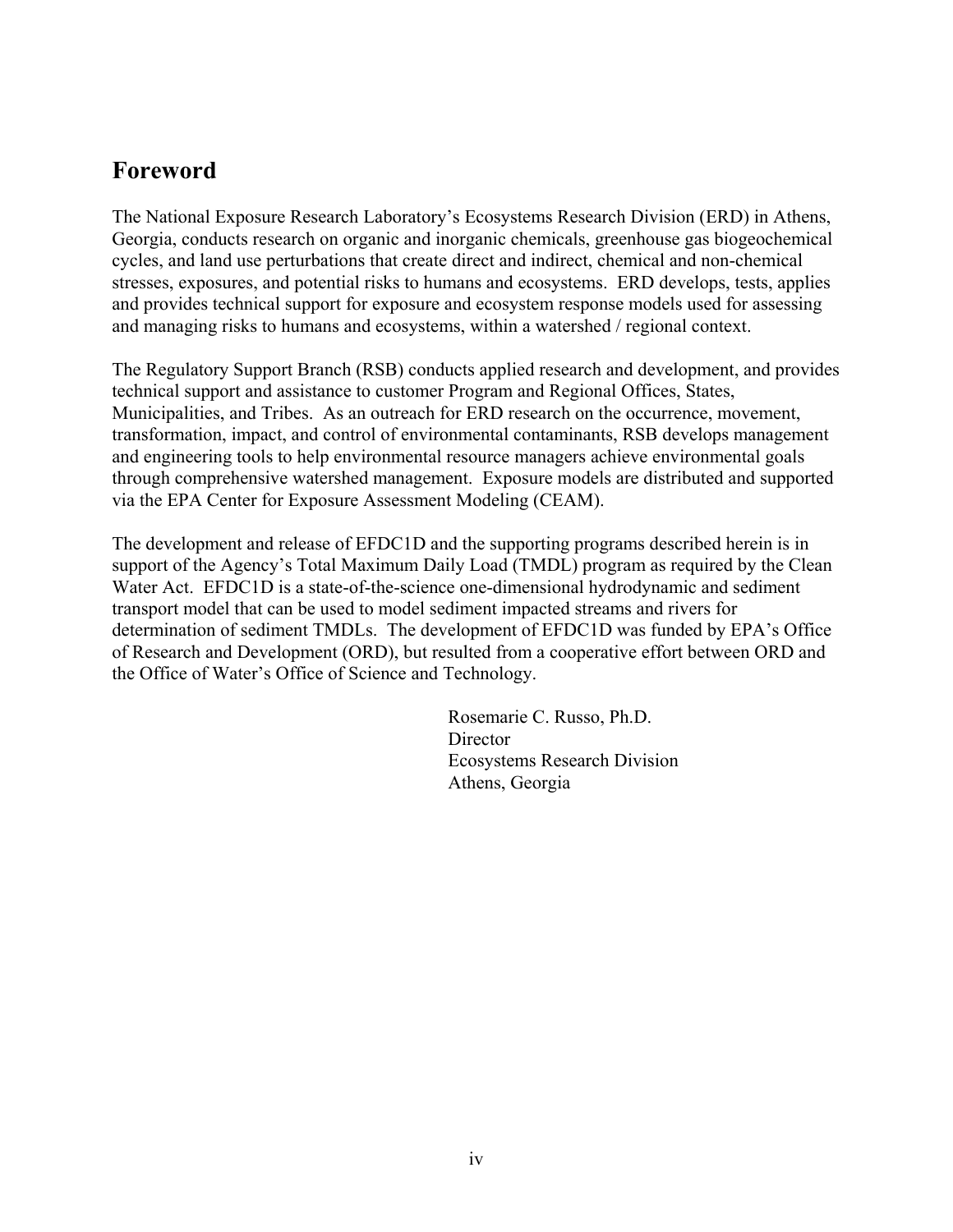# Foreword

The National Exposure Research Laboratory's Ecosystems Research Division (ERD) in Athens, Georgia, conducts research on organic and inorganic chemicals, greenhouse gas biogeochemical cycles, and land use perturbations that create direct and indirect, chemical and non-chemical stresses, exposures, and potential risks to humans and ecosystems. ERD develops, tests, applies and provides technical support for exposure and ecosystem response models used for assessing and managing risks to humans and ecosystems, within a watershed / regional context.

The Regulatory Support Branch (RSB) conducts applied research and development, and provides technical support and assistance to customer Program and Regional Offices, States, Municipalities, and Tribes. As an outreach for ERD research on the occurrence, movement, transformation, impact, and control of environmental contaminants, RSB develops management and engineering tools to help environmental resource managers achieve environmental goals through comprehensive watershed management. Exposure models are distributed and supported via the EPA Center for Exposure Assessment Modeling (CEAM).

The development and release of EFDC1D and the supporting programs described herein is in support of the Agency's Total Maximum Daily Load (TMDL) program as required by the Clean Water Act. EFDC1D is a state-of-the-science one-dimensional hydrodynamic and sediment transport model that can be used to model sediment impacted streams and rivers for determination of sediment TMDLs. The development of EFDC1D was funded by EPA's Office of Research and Development (ORD), but resulted from a cooperative effort between ORD and the Office of Water's Office of Science and Technology.

Rosemarie C. Russo, Ph.D.
Director
Ecosystems Research Division
Athens, Georgia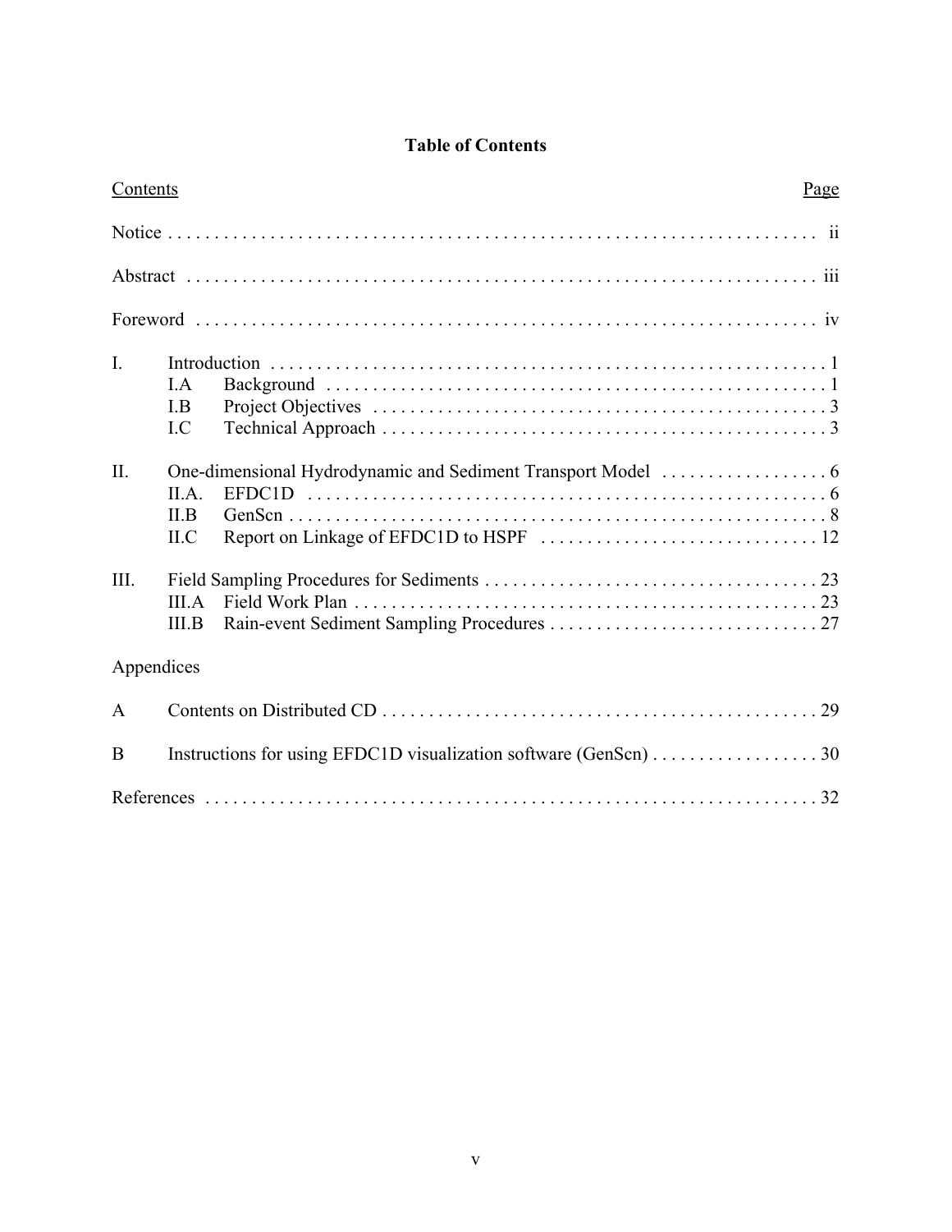# Table of Contents

| Contents | | Page |
|---|---|---|
| Notice | | ii |
| Abstract | | iii |
| Foreword | | iv |
| I. | Introduction | 1 |
| | I.A Background | 1 |
| | I.B Project Objectives | 3 |
| | I.C Technical Approach | 3 |
| II. | One-dimensional Hydrodynamic and Sediment Transport Model | 6 |
| | II.A. EFDC1D | 6 |
| | II.B GenScn | 8 |
| | II.C Report on Linkage of EFDC1D to HSPF | 12 |
| III. | Field Sampling Procedures for Sediments | 23 |
| | III.A Field Work Plan | 23 |
| | III.B Rain-event Sediment Sampling Procedures | 27 |
| Appendices | | |
| A | Contents on Distributed CD | 29 |
| B | Instructions for using EFDC1D visualization software (GenScn) | 30 |
| References | | 32 |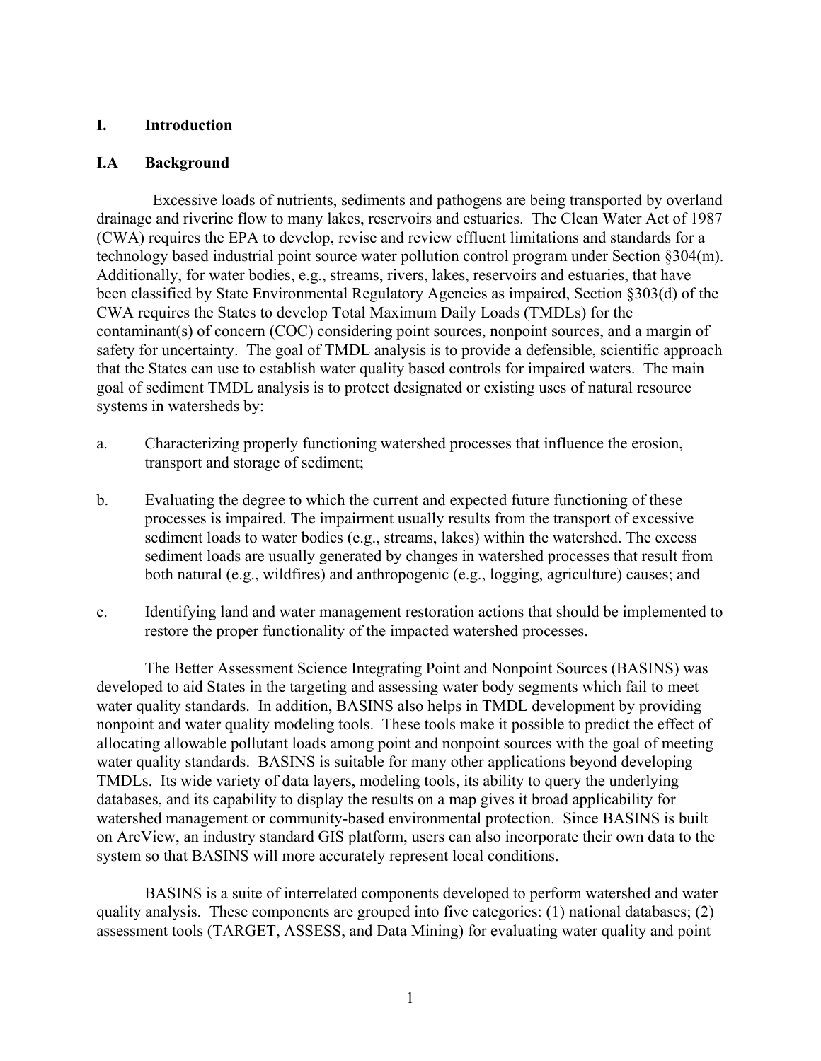# I. Introduction

## I.A Background

Excessive loads of nutrients, sediments and pathogens are being transported by overland drainage and riverine flow to many lakes, reservoirs and estuaries. The Clean Water Act of 1987 (CWA) requires the EPA to develop, revise and review effluent limitations and standards for a technology based industrial point source water pollution control program under Section §304(m). Additionally, for water bodies, e.g., streams, rivers, lakes, reservoirs and estuaries, that have been classified by State Environmental Regulatory Agencies as impaired, Section §303(d) of the CWA requires the States to develop Total Maximum Daily Loads (TMDLs) for the contaminant(s) of concern (COC) considering point sources, nonpoint sources, and a margin of safety for uncertainty. The goal of TMDL analysis is to provide a defensible, scientific approach that the States can use to establish water quality based controls for impaired waters. The main goal of sediment TMDL analysis is to protect designated or existing uses of natural resource systems in watersheds by:

a. Characterizing properly functioning watershed processes that influence the erosion, transport and storage of sediment;

b. Evaluating the degree to which the current and expected future functioning of these processes is impaired. The impairment usually results from the transport of excessive sediment loads to water bodies (e.g., streams, lakes) within the watershed. The excess sediment loads are usually generated by changes in watershed processes that result from both natural (e.g., wildfires) and anthropogenic (e.g., logging, agriculture) causes; and

c. Identifying land and water management restoration actions that should be implemented to restore the proper functionality of the impacted watershed processes.

The Better Assessment Science Integrating Point and Nonpoint Sources (BASINS) was developed to aid States in the targeting and assessing water body segments which fail to meet water quality standards. In addition, BASINS also helps in TMDL development by providing nonpoint and water quality modeling tools. These tools make it possible to predict the effect of allocating allowable pollutant loads among point and nonpoint sources with the goal of meeting water quality standards. BASINS is suitable for many other applications beyond developing TMDLs. Its wide variety of data layers, modeling tools, its ability to query the underlying databases, and its capability to display the results on a map gives it broad applicability for watershed management or community-based environmental protection. Since BASINS is built on ArcView, an industry standard GIS platform, users can also incorporate their own data to the system so that BASINS will more accurately represent local conditions.

BASINS is a suite of interrelated components developed to perform watershed and water quality analysis. These components are grouped into five categories: (1) national databases; (2) assessment tools (TARGET, ASSESS, and Data Mining) for evaluating water quality and point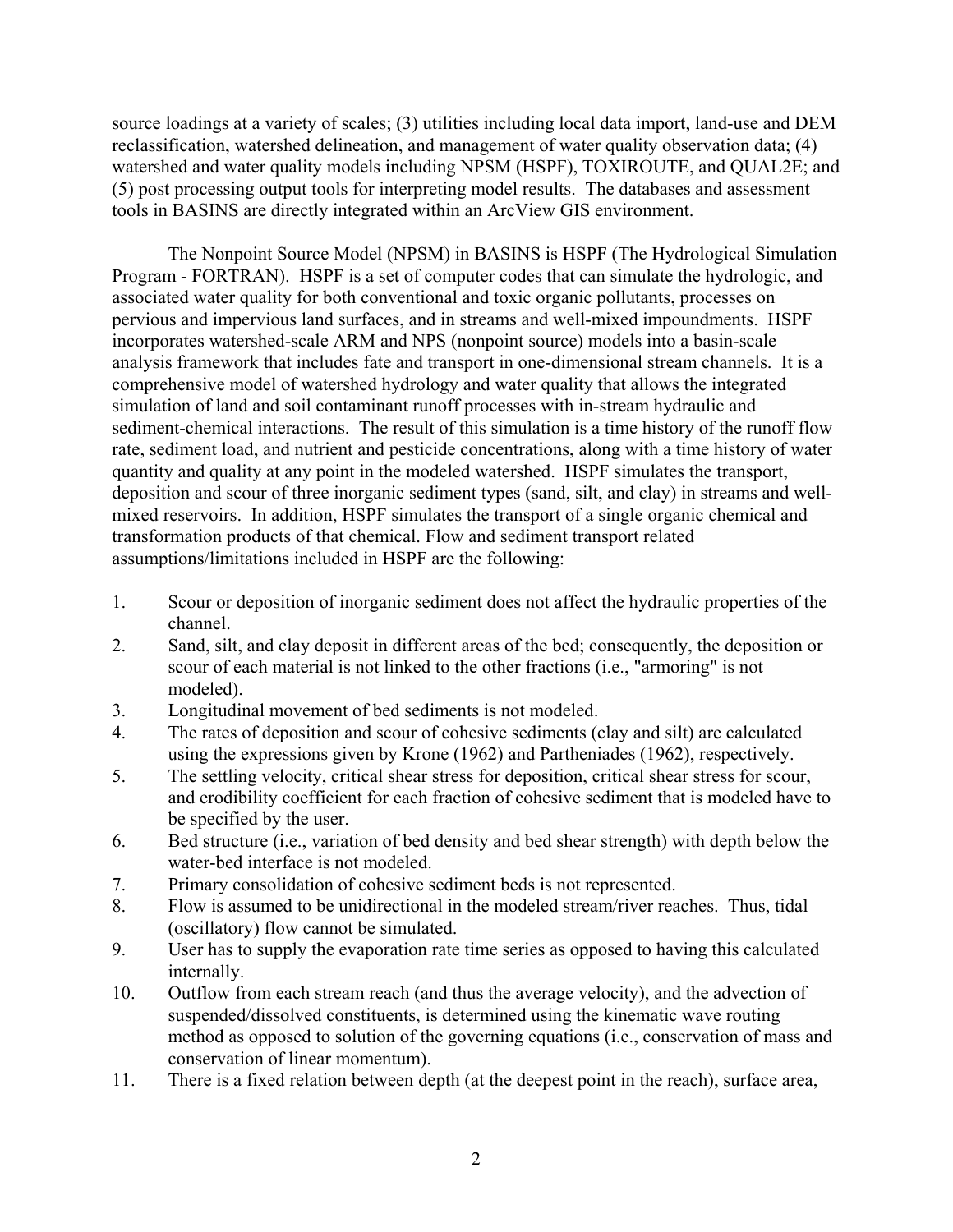source loadings at a variety of scales; (3) utilities including local data import, land-use and DEM reclassification, watershed delineation, and management of water quality observation data; (4) watershed and water quality models including NPSM (HSPF), TOXIROUTE, and QUAL2E; and (5) post processing output tools for interpreting model results. The databases and assessment tools in BASINS are directly integrated within an ArcView GIS environment.

The Nonpoint Source Model (NPSM) in BASINS is HSPF (The Hydrological Simulation Program - FORTRAN). HSPF is a set of computer codes that can simulate the hydrologic, and associated water quality for both conventional and toxic organic pollutants, processes on pervious and impervious land surfaces, and in streams and well-mixed impoundments. HSPF incorporates watershed-scale ARM and NPS (nonpoint source) models into a basin-scale analysis framework that includes fate and transport in one-dimensional stream channels. It is a comprehensive model of watershed hydrology and water quality that allows the integrated simulation of land and soil contaminant runoff processes with in-stream hydraulic and sediment-chemical interactions. The result of this simulation is a time history of the runoff flow rate, sediment load, and nutrient and pesticide concentrations, along with a time history of water quantity and quality at any point in the modeled watershed. HSPF simulates the transport, deposition and scour of three inorganic sediment types (sand, silt, and clay) in streams and well-mixed reservoirs. In addition, HSPF simulates the transport of a single organic chemical and transformation products of that chemical. Flow and sediment transport related assumptions/limitations included in HSPF are the following:

1. Scour or deposition of inorganic sediment does not affect the hydraulic properties of the channel.
2. Sand, silt, and clay deposit in different areas of the bed; consequently, the deposition or scour of each material is not linked to the other fractions (i.e., "armoring" is not modeled).
3. Longitudinal movement of bed sediments is not modeled.
4. The rates of deposition and scour of cohesive sediments (clay and silt) are calculated using the expressions given by Krone (1962) and Partheniades (1962), respectively.
5. The settling velocity, critical shear stress for deposition, critical shear stress for scour, and erodibility coefficient for each fraction of cohesive sediment that is modeled have to be specified by the user.
6. Bed structure (i.e., variation of bed density and bed shear strength) with depth below the water-bed interface is not modeled.
7. Primary consolidation of cohesive sediment beds is not represented.
8. Flow is assumed to be unidirectional in the modeled stream/river reaches. Thus, tidal (oscillatory) flow cannot be simulated.
9. User has to supply the evaporation rate time series as opposed to having this calculated internally.
10. Outflow from each stream reach (and thus the average velocity), and the advection of suspended/dissolved constituents, is determined using the kinematic wave routing method as opposed to solution of the governing equations (i.e., conservation of mass and conservation of linear momentum).
11. There is a fixed relation between depth (at the deepest point in the reach), surface area,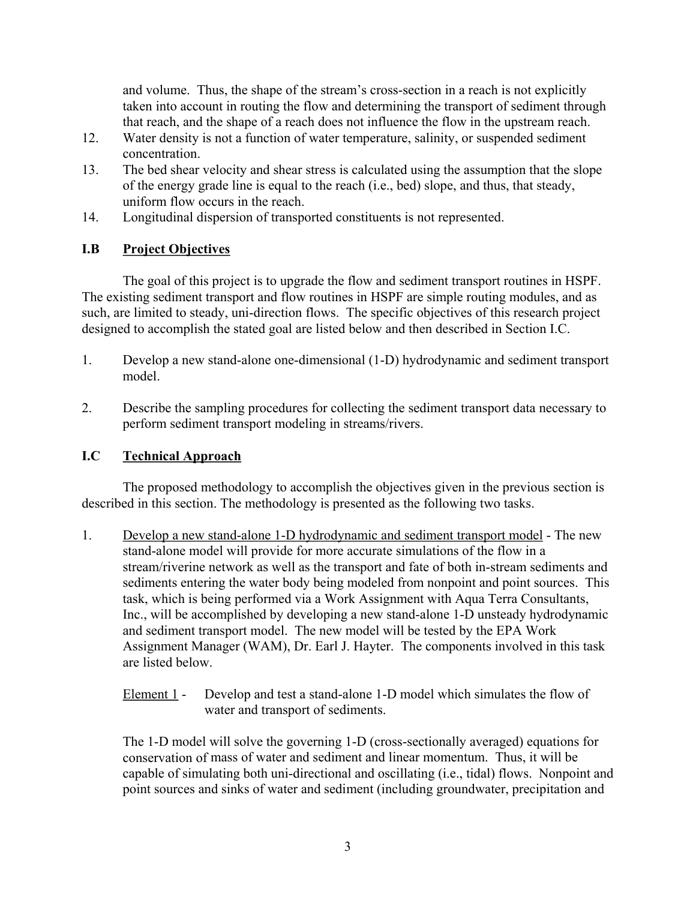and volume. Thus, the shape of the stream's cross-section in a reach is not explicitly taken into account in routing the flow and determining the transport of sediment through that reach, and the shape of a reach does not influence the flow in the upstream reach.

12. Water density is not a function of water temperature, salinity, or suspended sediment concentration.
13. The bed shear velocity and shear stress is calculated using the assumption that the slope of the energy grade line is equal to the reach (i.e., bed) slope, and thus, that steady, uniform flow occurs in the reach.
14. Longitudinal dispersion of transported constituents is not represented.

## I.B Project Objectives

The goal of this project is to upgrade the flow and sediment transport routines in HSPF. The existing sediment transport and flow routines in HSPF are simple routing modules, and as such, are limited to steady, uni-direction flows. The specific objectives of this research project designed to accomplish the stated goal are listed below and then described in Section I.C.

1. Develop a new stand-alone one-dimensional (1-D) hydrodynamic and sediment transport model.

2. Describe the sampling procedures for collecting the sediment transport data necessary to perform sediment transport modeling in streams/rivers.

## I.C Technical Approach

The proposed methodology to accomplish the objectives given in the previous section is described in this section. The methodology is presented as the following two tasks.

1. Develop a new stand-alone 1-D hydrodynamic and sediment transport model - The new stand-alone model will provide for more accurate simulations of the flow in a stream/riverine network as well as the transport and fate of both in-stream sediments and sediments entering the water body being modeled from nonpoint and point sources. This task, which is being performed via a Work Assignment with Aqua Terra Consultants, Inc., will be accomplished by developing a new stand-alone 1-D unsteady hydrodynamic and sediment transport model. The new model will be tested by the EPA Work Assignment Manager (WAM), Dr. Earl J. Hayter. The components involved in this task are listed below.

   Element 1 - Develop and test a stand-alone 1-D model which simulates the flow of water and transport of sediments.

   The 1-D model will solve the governing 1-D (cross-sectionally averaged) equations for conservation of mass of water and sediment and linear momentum. Thus, it will be capable of simulating both uni-directional and oscillating (i.e., tidal) flows. Nonpoint and point sources and sinks of water and sediment (including groundwater, precipitation and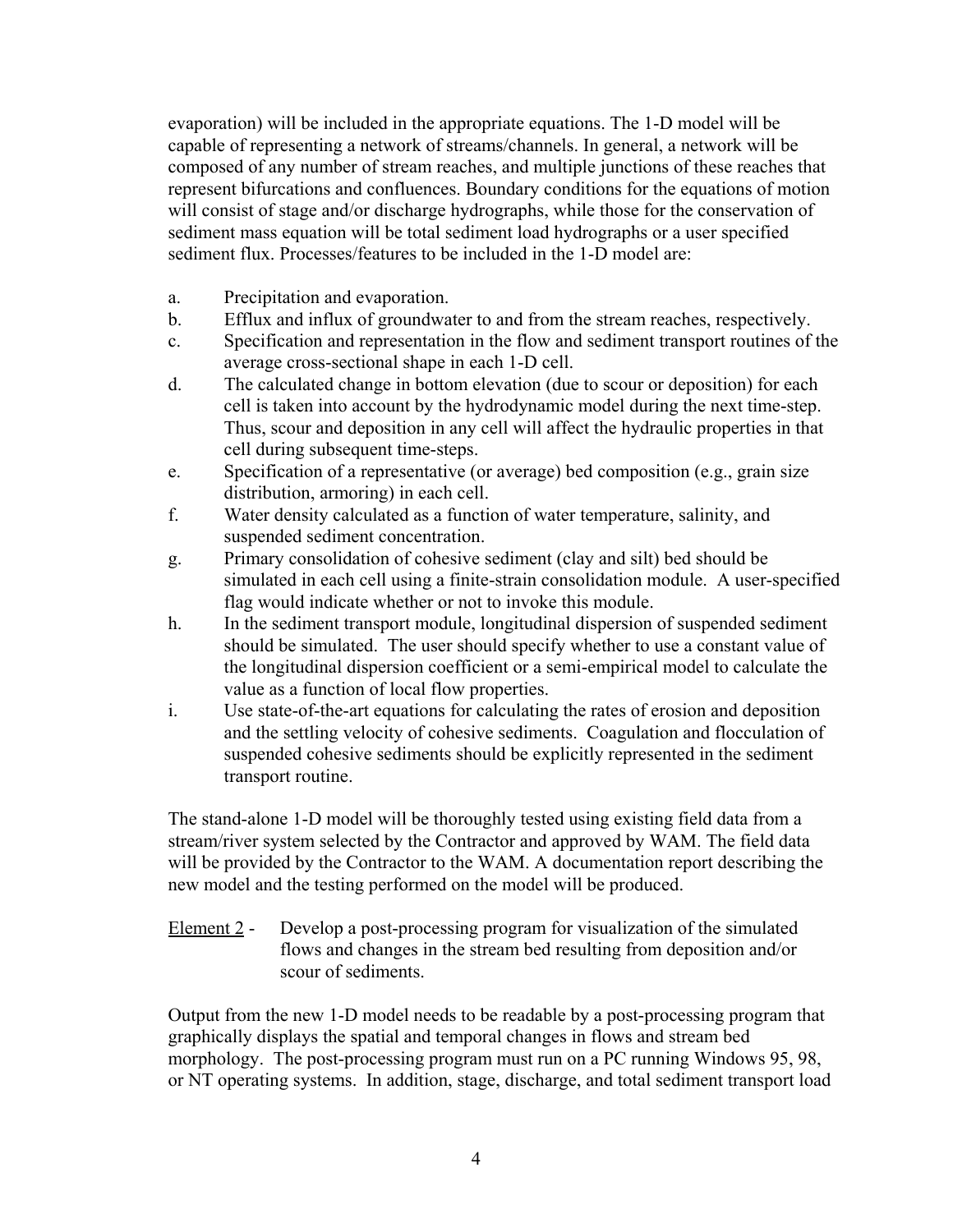evaporation) will be included in the appropriate equations. The 1-D model will be capable of representing a network of streams/channels. In general, a network will be composed of any number of stream reaches, and multiple junctions of these reaches that represent bifurcations and confluences. Boundary conditions for the equations of motion will consist of stage and/or discharge hydrographs, while those for the conservation of sediment mass equation will be total sediment load hydrographs or a user specified sediment flux. Processes/features to be included in the 1-D model are:

a. Precipitation and evaporation.
b. Efflux and influx of groundwater to and from the stream reaches, respectively.
c. Specification and representation in the flow and sediment transport routines of the average cross-sectional shape in each 1-D cell.
d. The calculated change in bottom elevation (due to scour or deposition) for each cell is taken into account by the hydrodynamic model during the next time-step. Thus, scour and deposition in any cell will affect the hydraulic properties in that cell during subsequent time-steps.
e. Specification of a representative (or average) bed composition (e.g., grain size distribution, armoring) in each cell.
f. Water density calculated as a function of water temperature, salinity, and suspended sediment concentration.
g. Primary consolidation of cohesive sediment (clay and silt) bed should be simulated in each cell using a finite-strain consolidation module. A user-specified flag would indicate whether or not to invoke this module.
h. In the sediment transport module, longitudinal dispersion of suspended sediment should be simulated. The user should specify whether to use a constant value of the longitudinal dispersion coefficient or a semi-empirical model to calculate the value as a function of local flow properties.
i. Use state-of-the-art equations for calculating the rates of erosion and deposition and the settling velocity of cohesive sediments. Coagulation and flocculation of suspended cohesive sediments should be explicitly represented in the sediment transport routine.

The stand-alone 1-D model will be thoroughly tested using existing field data from a stream/river system selected by the Contractor and approved by WAM. The field data will be provided by the Contractor to the WAM. A documentation report describing the new model and the testing performed on the model will be produced.

Element 2 - Develop a post-processing program for visualization of the simulated flows and changes in the stream bed resulting from deposition and/or scour of sediments.

Output from the new 1-D model needs to be readable by a post-processing program that graphically displays the spatial and temporal changes in flows and stream bed morphology. The post-processing program must run on a PC running Windows 95, 98, or NT operating systems. In addition, stage, discharge, and total sediment transport load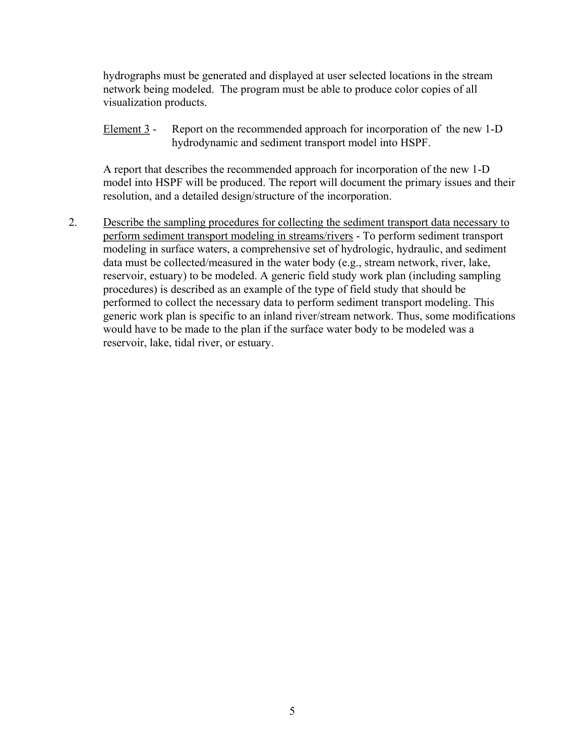hydrographs must be generated and displayed at user selected locations in the stream network being modeled. The program must be able to produce color copies of all visualization products.

<u>Element 3</u> - Report on the recommended approach for incorporation of the new 1-D hydrodynamic and sediment transport model into HSPF.

A report that describes the recommended approach for incorporation of the new 1-D model into HSPF will be produced. The report will document the primary issues and their resolution, and a detailed design/structure of the incorporation.

2. <u>Describe the sampling procedures for collecting the sediment transport data necessary to perform sediment transport modeling in streams/rivers</u> - To perform sediment transport modeling in surface waters, a comprehensive set of hydrologic, hydraulic, and sediment data must be collected/measured in the water body (e.g., stream network, river, lake, reservoir, estuary) to be modeled. A generic field study work plan (including sampling procedures) is described as an example of the type of field study that should be performed to collect the necessary data to perform sediment transport modeling. This generic work plan is specific to an inland river/stream network. Thus, some modifications would have to be made to the plan if the surface water body to be modeled was a reservoir, lake, tidal river, or estuary.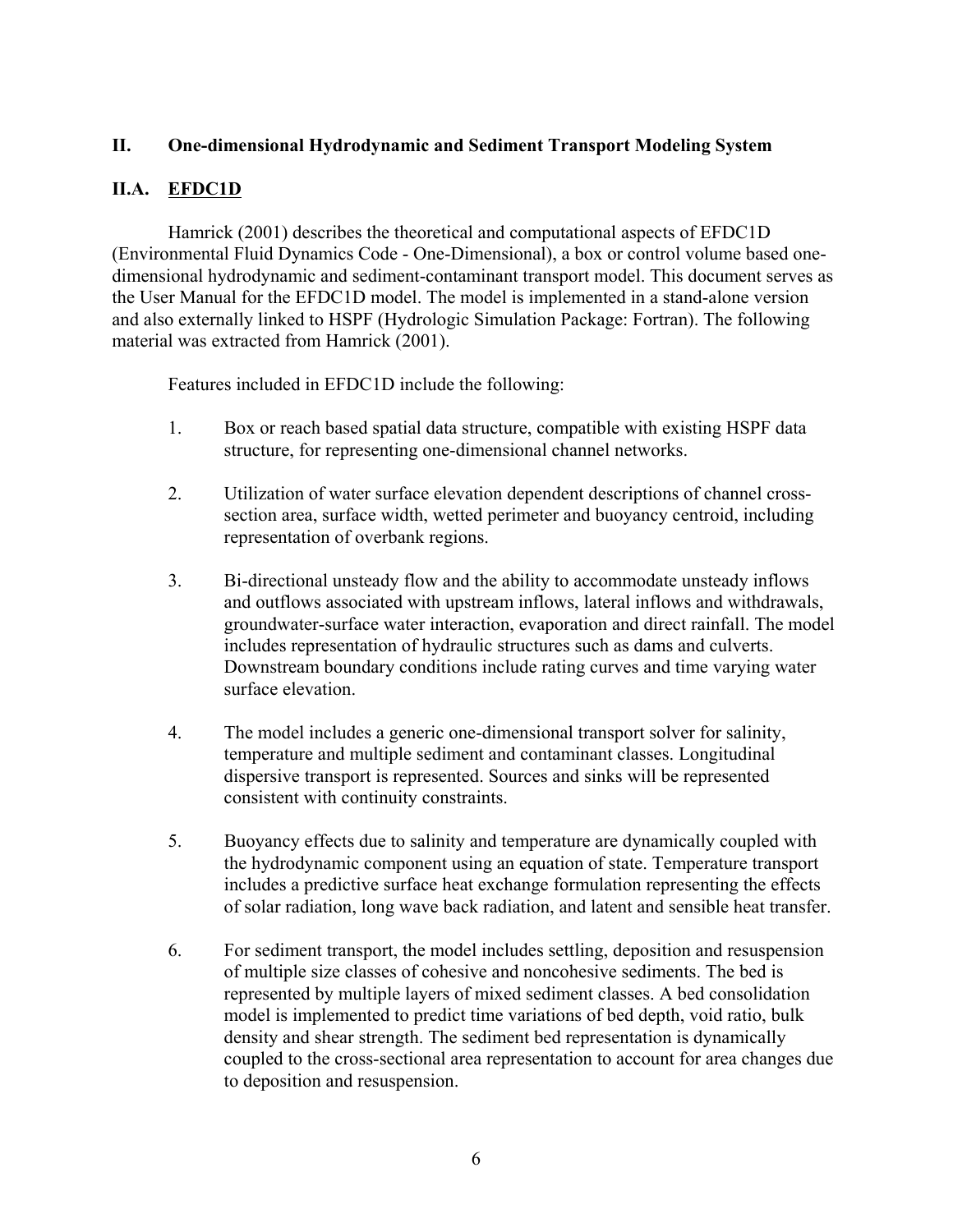## II. One-dimensional Hydrodynamic and Sediment Transport Modeling System

### II.A. EFDC1D

Hamrick (2001) describes the theoretical and computational aspects of EFDC1D (Environmental Fluid Dynamics Code - One-Dimensional), a box or control volume based one-dimensional hydrodynamic and sediment-contaminant transport model. This document serves as the User Manual for the EFDC1D model. The model is implemented in a stand-alone version and also externally linked to HSPF (Hydrologic Simulation Package: Fortran). The following material was extracted from Hamrick (2001).

Features included in EFDC1D include the following:

1. Box or reach based spatial data structure, compatible with existing HSPF data structure, for representing one-dimensional channel networks.

2. Utilization of water surface elevation dependent descriptions of channel cross-section area, surface width, wetted perimeter and buoyancy centroid, including representation of overbank regions.

3. Bi-directional unsteady flow and the ability to accommodate unsteady inflows and outflows associated with upstream inflows, lateral inflows and withdrawals, groundwater-surface water interaction, evaporation and direct rainfall. The model includes representation of hydraulic structures such as dams and culverts. Downstream boundary conditions include rating curves and time varying water surface elevation.

4. The model includes a generic one-dimensional transport solver for salinity, temperature and multiple sediment and contaminant classes. Longitudinal dispersive transport is represented. Sources and sinks will be represented consistent with continuity constraints.

5. Buoyancy effects due to salinity and temperature are dynamically coupled with the hydrodynamic component using an equation of state. Temperature transport includes a predictive surface heat exchange formulation representing the effects of solar radiation, long wave back radiation, and latent and sensible heat transfer.

6. For sediment transport, the model includes settling, deposition and resuspension of multiple size classes of cohesive and noncohesive sediments. The bed is represented by multiple layers of mixed sediment classes. A bed consolidation model is implemented to predict time variations of bed depth, void ratio, bulk density and shear strength. The sediment bed representation is dynamically coupled to the cross-sectional area representation to account for area changes due to deposition and resuspension.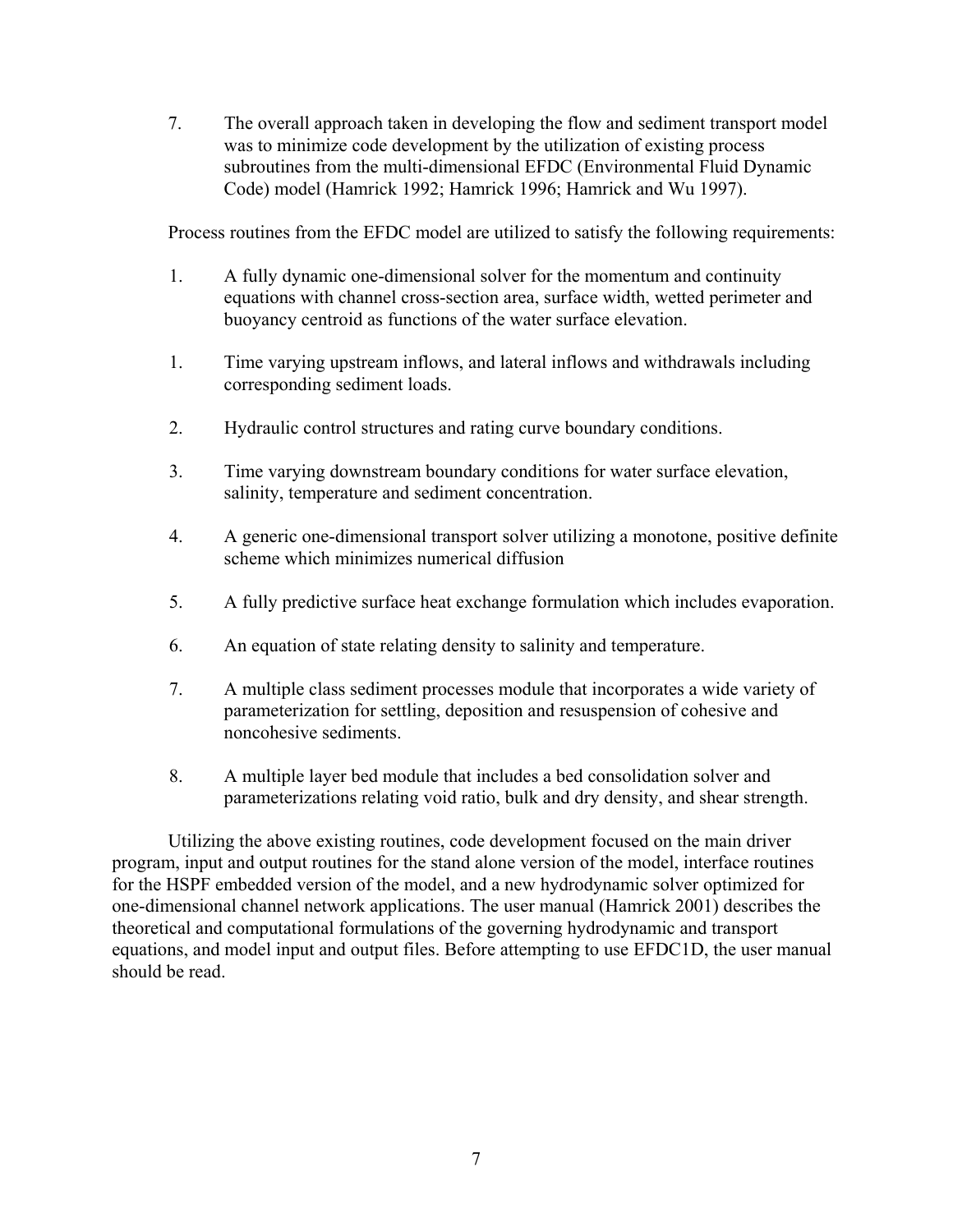7. The overall approach taken in developing the flow and sediment transport model was to minimize code development by the utilization of existing process subroutines from the multi-dimensional EFDC (Environmental Fluid Dynamic Code) model (Hamrick 1992; Hamrick 1996; Hamrick and Wu 1997).

Process routines from the EFDC model are utilized to satisfy the following requirements:

1. A fully dynamic one-dimensional solver for the momentum and continuity equations with channel cross-section area, surface width, wetted perimeter and buoyancy centroid as functions of the water surface elevation.

1. Time varying upstream inflows, and lateral inflows and withdrawals including corresponding sediment loads.

2. Hydraulic control structures and rating curve boundary conditions.

3. Time varying downstream boundary conditions for water surface elevation, salinity, temperature and sediment concentration.

4. A generic one-dimensional transport solver utilizing a monotone, positive definite scheme which minimizes numerical diffusion

5. A fully predictive surface heat exchange formulation which includes evaporation.

6. An equation of state relating density to salinity and temperature.

7. A multiple class sediment processes module that incorporates a wide variety of parameterization for settling, deposition and resuspension of cohesive and noncohesive sediments.

8. A multiple layer bed module that includes a bed consolidation solver and parameterizations relating void ratio, bulk and dry density, and shear strength.

Utilizing the above existing routines, code development focused on the main driver program, input and output routines for the stand alone version of the model, interface routines for the HSPF embedded version of the model, and a new hydrodynamic solver optimized for one-dimensional channel network applications. The user manual (Hamrick 2001) describes the theoretical and computational formulations of the governing hydrodynamic and transport equations, and model input and output files. Before attempting to use EFDC1D, the user manual should be read.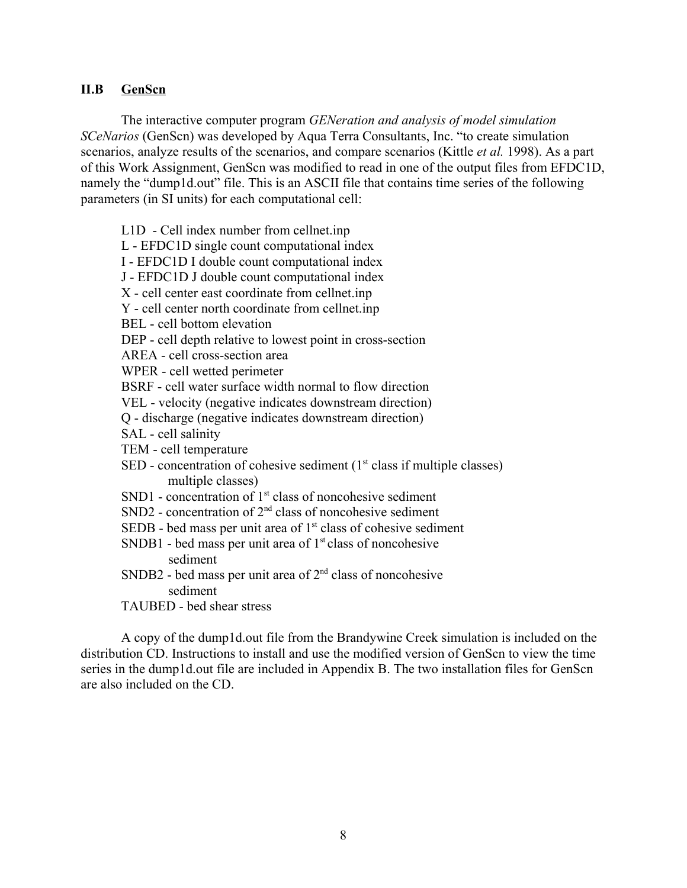### II.B GenScn

The interactive computer program *GENeration and analysis of model simulation SCeNarios* (GenScn) was developed by Aqua Terra Consultants, Inc. "to create simulation scenarios, analyze results of the scenarios, and compare scenarios (Kittle *et al.* 1998). As a part of this Work Assignment, GenScn was modified to read in one of the output files from EFDC1D, namely the "dump1d.out" file. This is an ASCII file that contains time series of the following parameters (in SI units) for each computational cell:

L1D - Cell index number from cellnet.inp
L - EFDC1D single count computational index
I - EFDC1D I double count computational index
J - EFDC1D J double count computational index
X - cell center east coordinate from cellnet.inp
Y - cell center north coordinate from cellnet.inp
BEL - cell bottom elevation
DEP - cell depth relative to lowest point in cross-section
AREA - cell cross-section area
WPER - cell wetted perimeter
BSRF - cell water surface width normal to flow direction
VEL - velocity (negative indicates downstream direction)
Q - discharge (negative indicates downstream direction)
SAL - cell salinity
TEM - cell temperature
SED - concentration of cohesive sediment (1st class if multiple classes) multiple classes)
SND1 - concentration of 1st class of noncohesive sediment
SND2 - concentration of 2nd class of noncohesive sediment
SEDB - bed mass per unit area of 1st class of cohesive sediment
SNDB1 - bed mass per unit area of 1st class of noncohesive sediment
SNDB2 - bed mass per unit area of 2nd class of noncohesive sediment
TAUBED - bed shear stress

A copy of the dump1d.out file from the Brandywine Creek simulation is included on the distribution CD. Instructions to install and use the modified version of GenScn to view the time series in the dump1d.out file are included in Appendix B. The two installation files for GenScn are also included on the CD.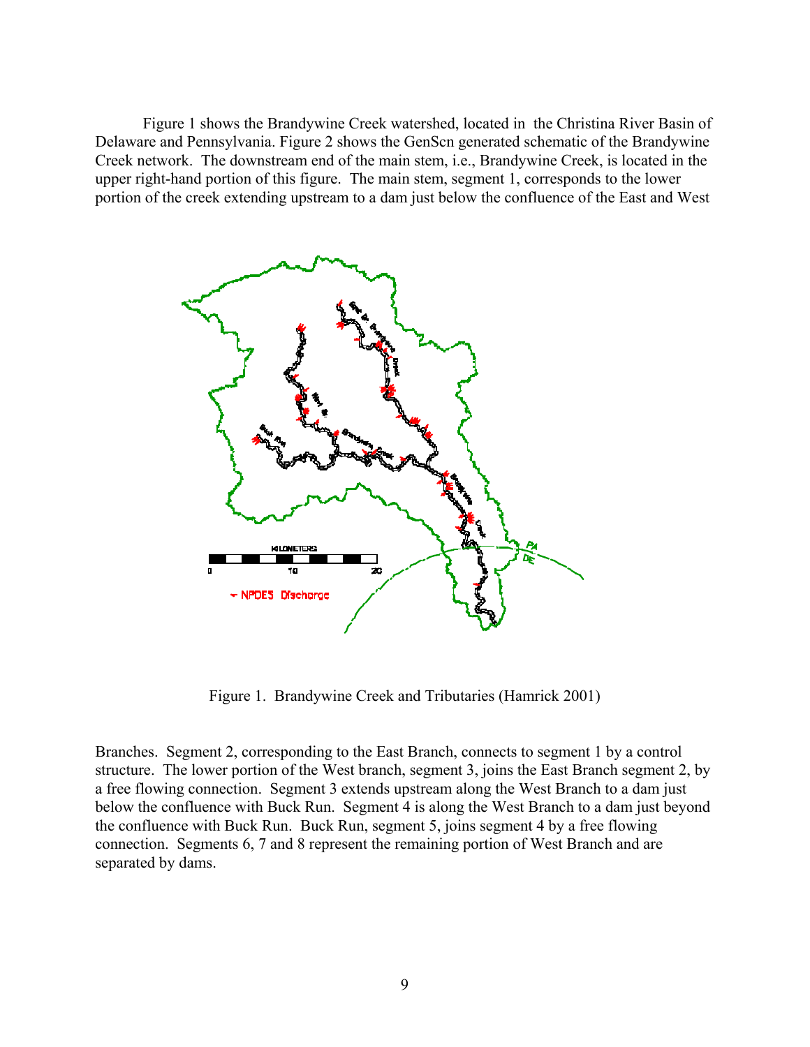Figure 1 shows the Brandywine Creek watershed, located in the Christina River Basin of Delaware and Pennsylvania. Figure 2 shows the GenScn generated schematic of the Brandywine Creek network. The downstream end of the main stem, i.e., Brandywine Creek, is located in the upper right-hand portion of this figure. The main stem, segment 1, corresponds to the lower portion of the creek extending upstream to a dam just below the confluence of the East and West Branches. Segment 2, corresponding to the East Branch, connects to segment 1 by a control structure. The lower portion of the West branch, segment 3, joins the East Branch segment 2, by a free flowing connection. Segment 3 extends upstream along the West Branch to a dam just below the confluence with Buck Run. Segment 4 is along the West Branch to a dam just beyond the confluence with Buck Run. Buck Run, segment 5, joins segment 4 by a free flowing connection. Segments 6, 7 and 8 represent the remaining portion of West Branch and are separated by dams.

Figure 1. Brandywine Creek and Tributaries (Hamrick 2001)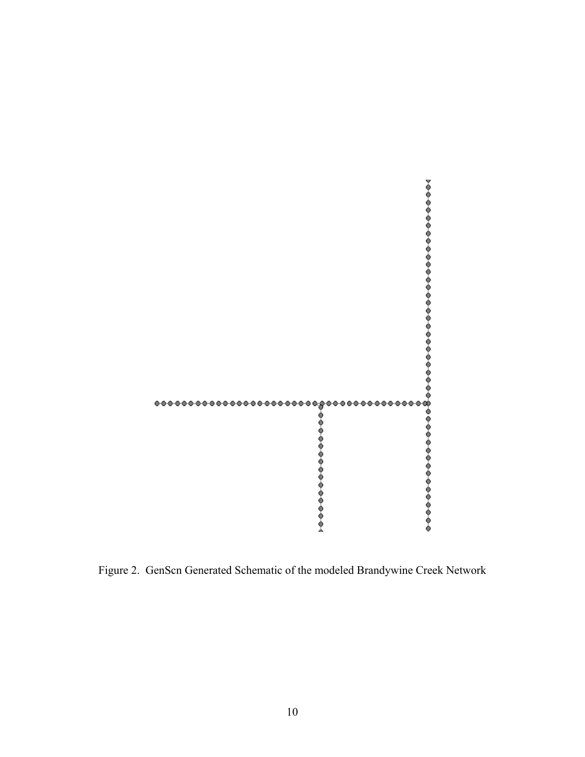Figure 2. GenScn Generated Schematic of the modeled Brandywine Creek Network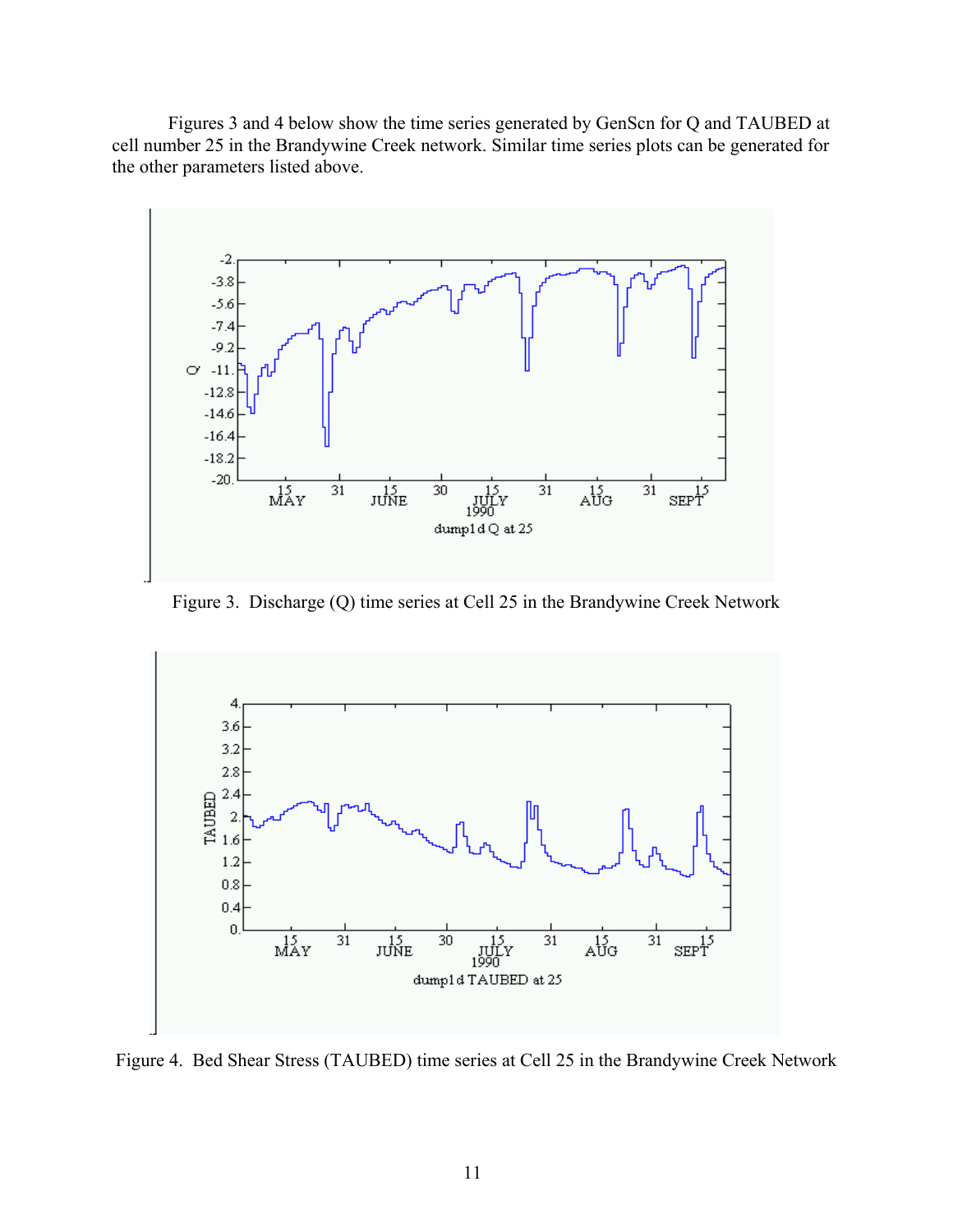Figures 3 and 4 below show the time series generated by GenScn for Q and TAUBED at cell number 25 in the Brandywine Creek network. Similar time series plots can be generated for the other parameters listed above.

Figure 3. Discharge (Q) time series at Cell 25 in the Brandywine Creek Network

Figure 4. Bed Shear Stress (TAUBED) time series at Cell 25 in the Brandywine Creek Network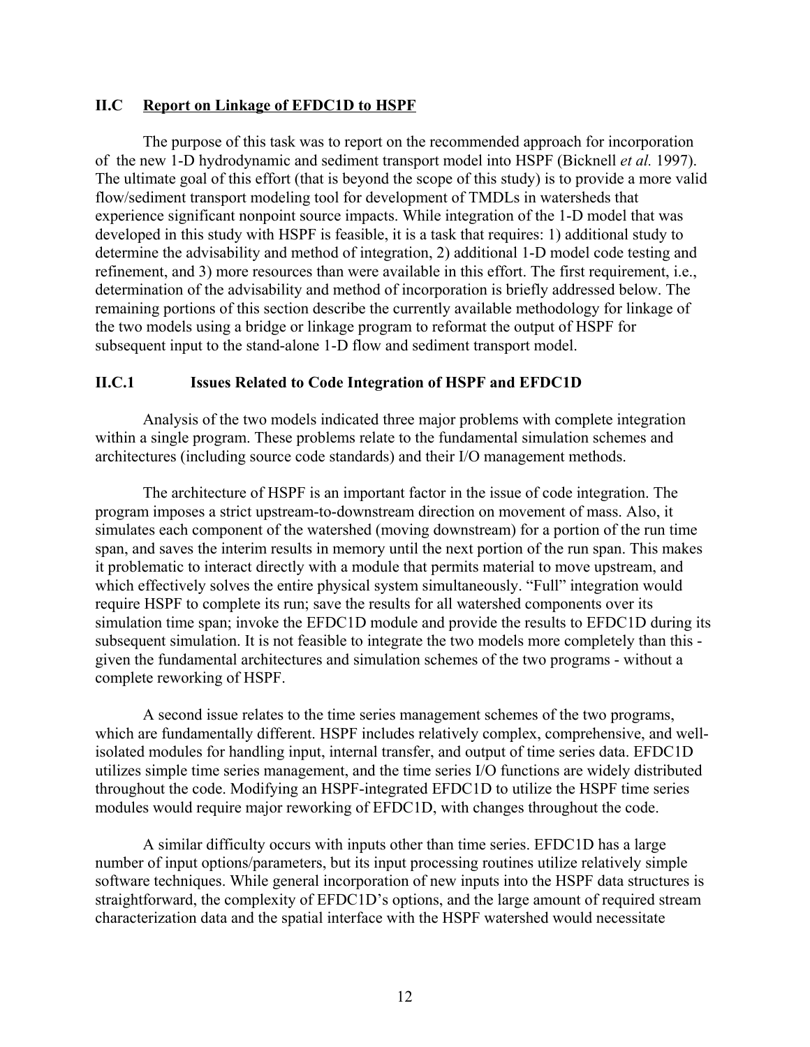### II.C Report on Linkage of EFDC1D to HSPF

The purpose of this task was to report on the recommended approach for incorporation of the new 1-D hydrodynamic and sediment transport model into HSPF (Bicknell *et al.* 1997). The ultimate goal of this effort (that is beyond the scope of this study) is to provide a more valid flow/sediment transport modeling tool for development of TMDLs in watersheds that experience significant nonpoint source impacts. While integration of the 1-D model that was developed in this study with HSPF is feasible, it is a task that requires: 1) additional study to determine the advisability and method of integration, 2) additional 1-D model code testing and refinement, and 3) more resources than were available in this effort. The first requirement, i.e., determination of the advisability and method of incorporation is briefly addressed below. The remaining portions of this section describe the currently available methodology for linkage of the two models using a bridge or linkage program to reformat the output of HSPF for subsequent input to the stand-alone 1-D flow and sediment transport model.

#### II.C.1 Issues Related to Code Integration of HSPF and EFDC1D

Analysis of the two models indicated three major problems with complete integration within a single program. These problems relate to the fundamental simulation schemes and architectures (including source code standards) and their I/O management methods.

The architecture of HSPF is an important factor in the issue of code integration. The program imposes a strict upstream-to-downstream direction on movement of mass. Also, it simulates each component of the watershed (moving downstream) for a portion of the run time span, and saves the interim results in memory until the next portion of the run span. This makes it problematic to interact directly with a module that permits material to move upstream, and which effectively solves the entire physical system simultaneously. "Full" integration would require HSPF to complete its run; save the results for all watershed components over its simulation time span; invoke the EFDC1D module and provide the results to EFDC1D during its subsequent simulation. It is not feasible to integrate the two models more completely than this - given the fundamental architectures and simulation schemes of the two programs - without a complete reworking of HSPF.

A second issue relates to the time series management schemes of the two programs, which are fundamentally different. HSPF includes relatively complex, comprehensive, and well-isolated modules for handling input, internal transfer, and output of time series data. EFDC1D utilizes simple time series management, and the time series I/O functions are widely distributed throughout the code. Modifying an HSPF-integrated EFDC1D to utilize the HSPF time series modules would require major reworking of EFDC1D, with changes throughout the code.

A similar difficulty occurs with inputs other than time series. EFDC1D has a large number of input options/parameters, but its input processing routines utilize relatively simple software techniques. While general incorporation of new inputs into the HSPF data structures is straightforward, the complexity of EFDC1D's options, and the large amount of required stream characterization data and the spatial interface with the HSPF watershed would necessitate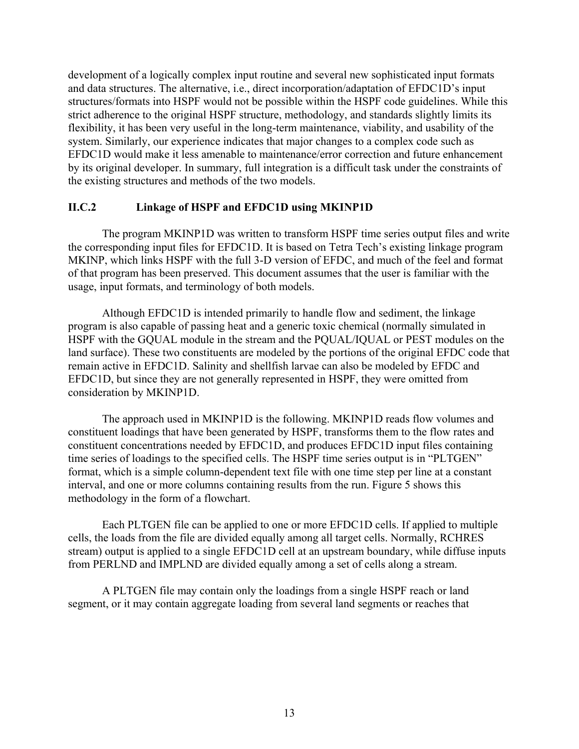development of a logically complex input routine and several new sophisticated input formats and data structures. The alternative, i.e., direct incorporation/adaptation of EFDC1D's input structures/formats into HSPF would not be possible within the HSPF code guidelines. While this strict adherence to the original HSPF structure, methodology, and standards slightly limits its flexibility, it has been very useful in the long-term maintenance, viability, and usability of the system. Similarly, our experience indicates that major changes to a complex code such as EFDC1D would make it less amenable to maintenance/error correction and future enhancement by its original developer. In summary, full integration is a difficult task under the constraints of the existing structures and methods of the two models.

### II.C.2 Linkage of HSPF and EFDC1D using MKINP1D

The program MKINP1D was written to transform HSPF time series output files and write the corresponding input files for EFDC1D. It is based on Tetra Tech's existing linkage program MKINP, which links HSPF with the full 3-D version of EFDC, and much of the feel and format of that program has been preserved. This document assumes that the user is familiar with the usage, input formats, and terminology of both models.

Although EFDC1D is intended primarily to handle flow and sediment, the linkage program is also capable of passing heat and a generic toxic chemical (normally simulated in HSPF with the GQUAL module in the stream and the PQUAL/IQUAL or PEST modules on the land surface). These two constituents are modeled by the portions of the original EFDC code that remain active in EFDC1D. Salinity and shellfish larvae can also be modeled by EFDC and EFDC1D, but since they are not generally represented in HSPF, they were omitted from consideration by MKINP1D.

The approach used in MKINP1D is the following. MKINP1D reads flow volumes and constituent loadings that have been generated by HSPF, transforms them to the flow rates and constituent concentrations needed by EFDC1D, and produces EFDC1D input files containing time series of loadings to the specified cells. The HSPF time series output is in "PLTGEN" format, which is a simple column-dependent text file with one time step per line at a constant interval, and one or more columns containing results from the run. Figure 5 shows this methodology in the form of a flowchart.

Each PLTGEN file can be applied to one or more EFDC1D cells. If applied to multiple cells, the loads from the file are divided equally among all target cells. Normally, RCHRES stream) output is applied to a single EFDC1D cell at an upstream boundary, while diffuse inputs from PERLND and IMPLND are divided equally among a set of cells along a stream.

A PLTGEN file may contain only the loadings from a single HSPF reach or land segment, or it may contain aggregate loading from several land segments or reaches that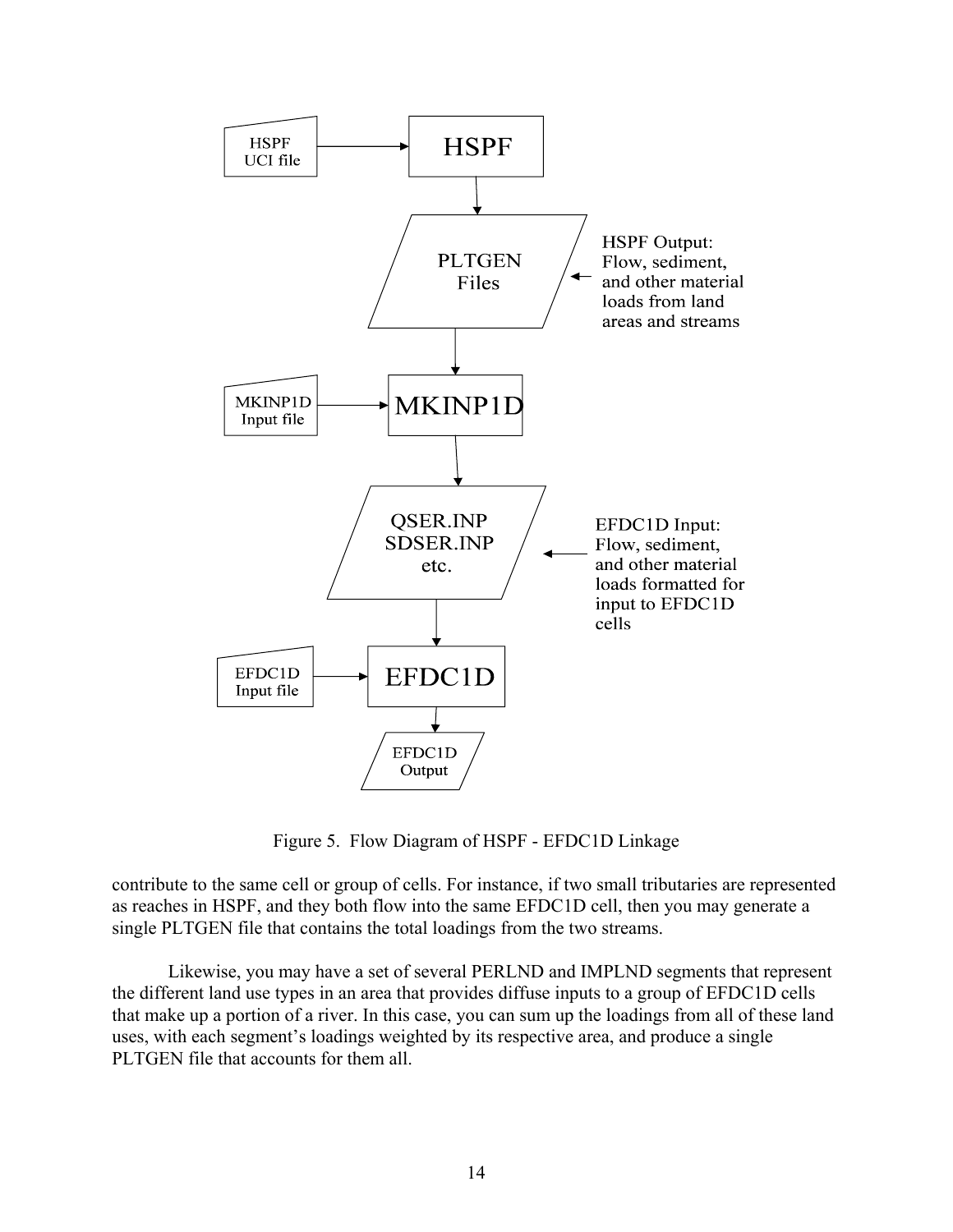Figure 5. Flow Diagram of HSPF - EFDC1D Linkage

contribute to the same cell or group of cells. For instance, if two small tributaries are represented as reaches in HSPF, and they both flow into the same EFDC1D cell, then you may generate a single PLTGEN file that contains the total loadings from the two streams.

Likewise, you may have a set of several PERLND and IMPLND segments that represent the different land use types in an area that provides diffuse inputs to a group of EFDC1D cells that make up a portion of a river. In this case, you can sum up the loadings from all of these land uses, with each segment's loadings weighted by its respective area, and produce a single PLTGEN file that accounts for them all.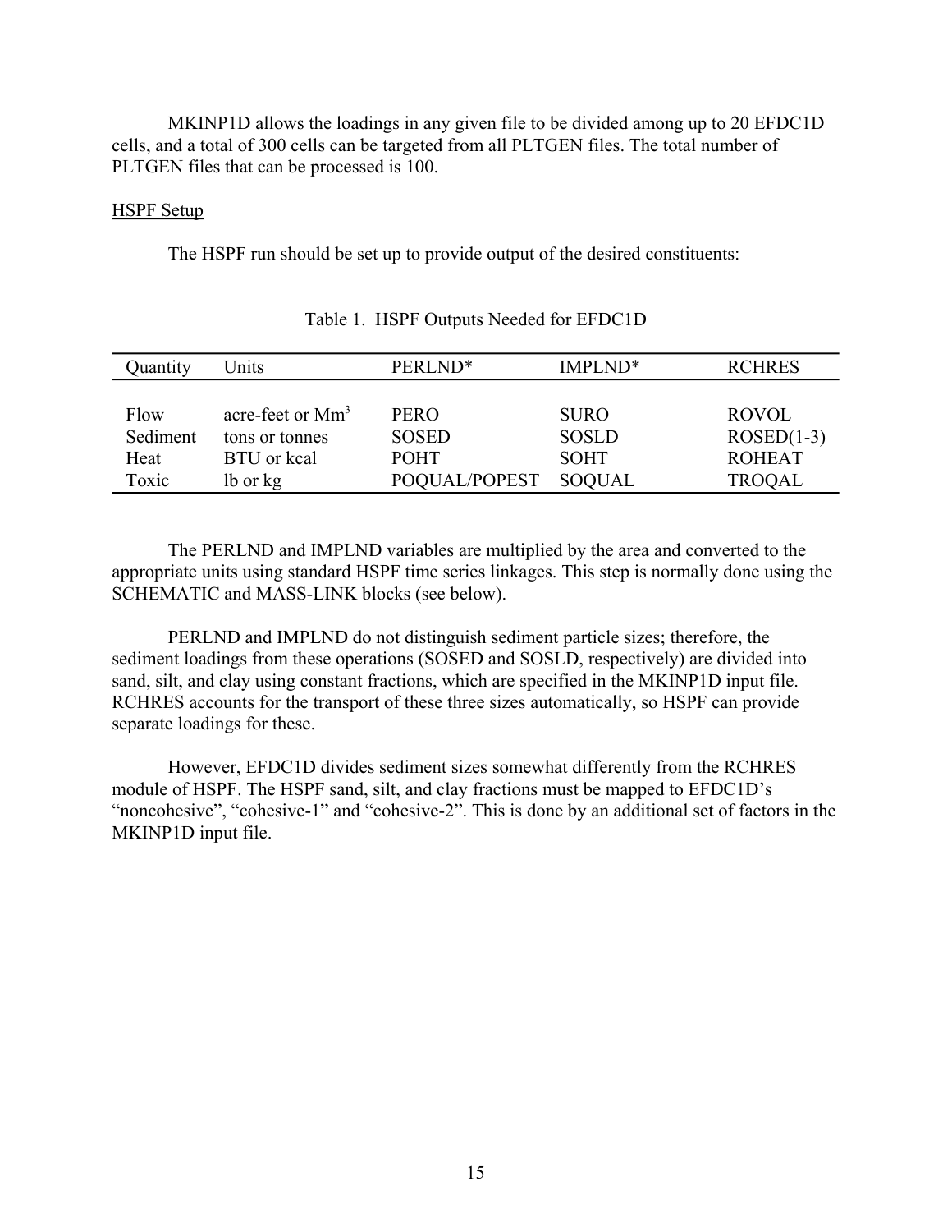MKINP1D allows the loadings in any given file to be divided among up to 20 EFDC1D cells, and a total of 300 cells can be targeted from all PLTGEN files. The total number of PLTGEN files that can be processed is 100.

HSPF Setup

The HSPF run should be set up to provide output of the desired constituents:

Table 1. HSPF Outputs Needed for EFDC1D

| Quantity | Units | PERLND* | IMPLND* | RCHRES |
|---|---|---|---|---|
| Flow | acre-feet or $Mm^3$ | PERO | SURO | ROVOL |
| Sediment | tons or tonnes | SOSED | SOSLD | ROSED(1-3) |
| Heat | BTU or kcal | POHT | SOHT | ROHEAT |
| Toxic | lb or kg | POQUAL/POPEST | SOQUAL | TROQAL |

The PERLND and IMPLND variables are multiplied by the area and converted to the appropriate units using standard HSPF time series linkages. This step is normally done using the SCHEMATIC and MASS-LINK blocks (see below).

PERLND and IMPLND do not distinguish sediment particle sizes; therefore, the sediment loadings from these operations (SOSED and SOSLD, respectively) are divided into sand, silt, and clay using constant fractions, which are specified in the MKINP1D input file. RCHRES accounts for the transport of these three sizes automatically, so HSPF can provide separate loadings for these.

However, EFDC1D divides sediment sizes somewhat differently from the RCHRES module of HSPF. The HSPF sand, silt, and clay fractions must be mapped to EFDC1D's "noncohesive", "cohesive-1" and "cohesive-2". This is done by an additional set of factors in the MKINP1D input file.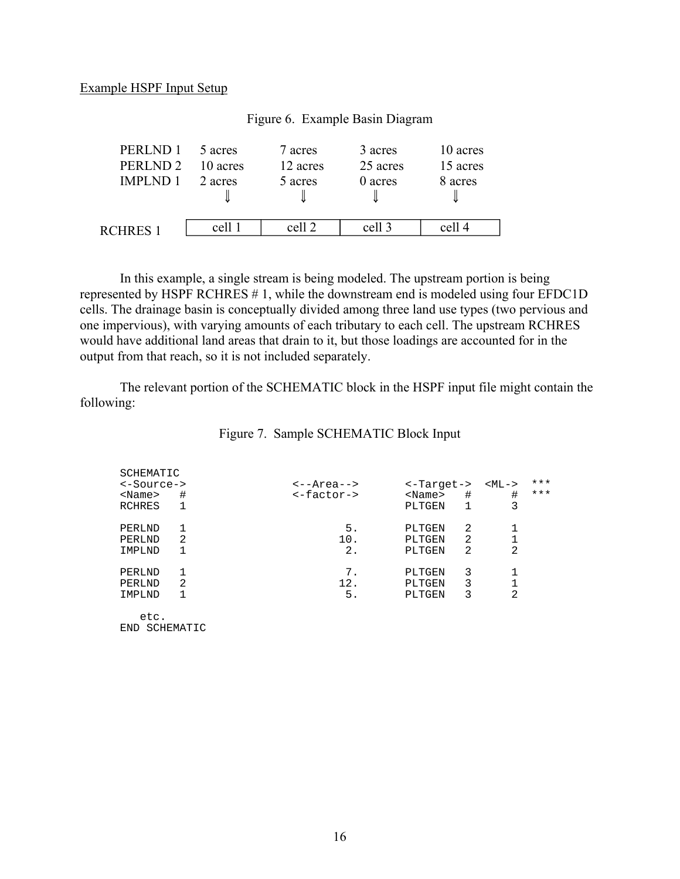Example HSPF Input Setup

Figure 6. Example Basin Diagram

| | | | | |
|---|---|---|---|---|
| PERLND 1 | 5 acres | 7 acres | 3 acres | 10 acres |
| PERLND 2 | 10 acres | 12 acres | 25 acres | 15 acres |
| IMPLND 1 | 2 acres | 5 acres | 0 acres | 8 acres |
| | ⇓ | ⇓ | ⇓ | ⇓ |
| RCHRES 1 | cell 1 | cell 2 | cell 3 | cell 4 |

In this example, a single stream is being modeled. The upstream portion is being represented by HSPF RCHRES # 1, while the downstream end is modeled using four EFDC1D cells. The drainage basin is conceptually divided among three land use types (two pervious and one impervious), with varying amounts of each tributary to each cell. The upstream RCHRES would have additional land areas that drain to it, but those loadings are accounted for in the output from that reach, so it is not included separately.

The relevant portion of the SCHEMATIC block in the HSPF input file might contain the following:

Figure 7. Sample SCHEMATIC Block Input

```
SCHEMATIC
<-Source->                <--Area-->      <-Target->  <ML->  ***
<Name>   #                <-factor->      <Name>   #      #  ***
RCHRES   1                                PLTGEN   1      3

PERLND   1                        5.      PLTGEN   2      1
PERLND   2                       10.      PLTGEN   2      1
IMPLND   1                        2.      PLTGEN   2      2

PERLND   1                        7.      PLTGEN   3      1
PERLND   2                       12.      PLTGEN   3      1
IMPLND   1                        5.      PLTGEN   3      2

   etc.
END SCHEMATIC
```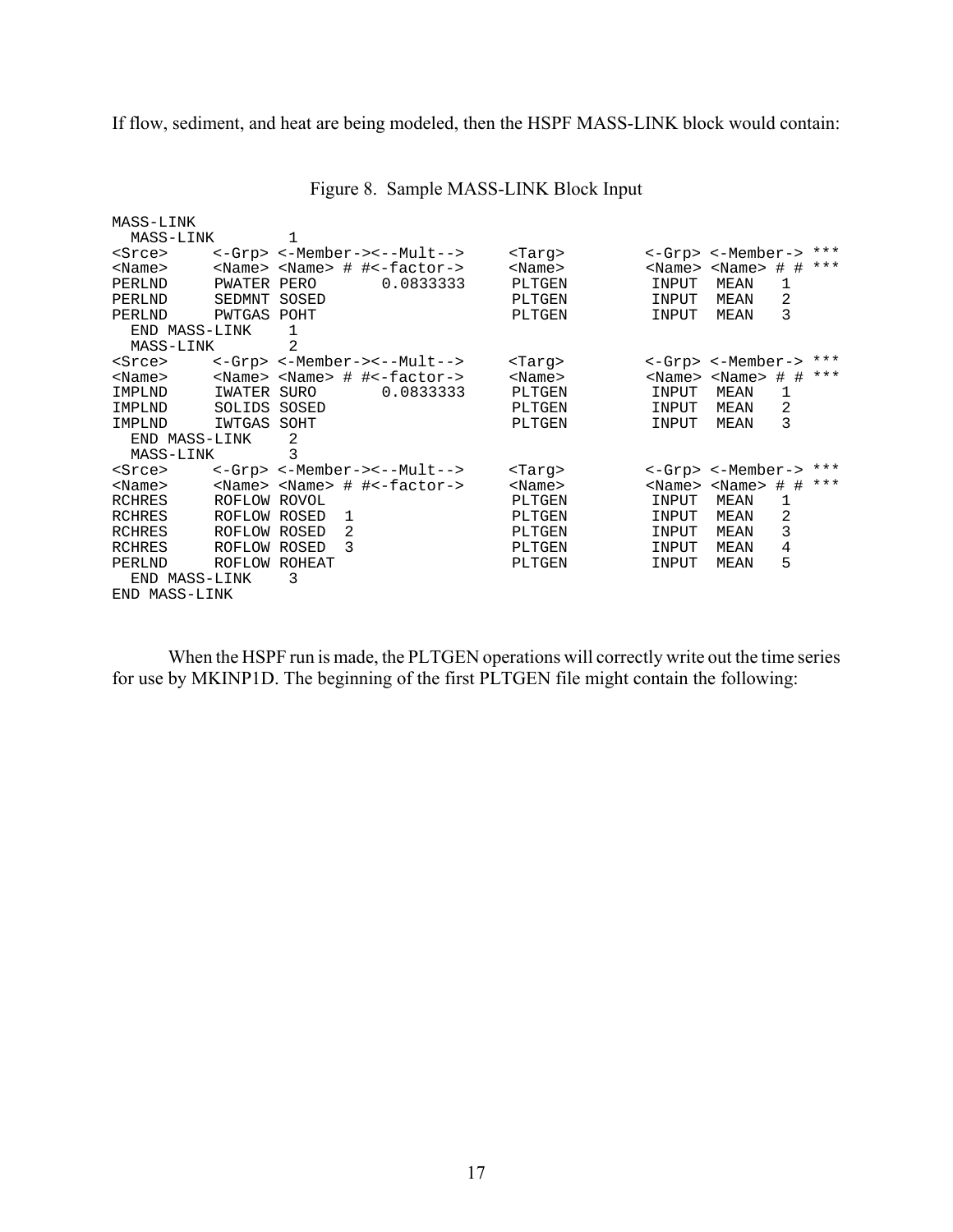If flow, sediment, and heat are being modeled, then the HSPF MASS-LINK block would contain:

Figure 8.  Sample MASS-LINK Block Input

```
MASS-LINK
  MASS-LINK        1
<Srce>     <-Grp> <-Member-><--Mult-->     <Targ>         <-Grp> <-Member-> ***
<Name>     <Name> <Name> # #<-factor->     <Name>         <Name> <Name> # # ***
PERLND     PWATER PERO       0.0833333     PLTGEN         INPUT  MEAN   1
PERLND     SEDMNT SOSED                    PLTGEN         INPUT  MEAN   2
PERLND     PWTGAS POHT                     PLTGEN         INPUT  MEAN   3
  END MASS-LINK    1
  MASS-LINK        2
<Srce>     <-Grp> <-Member-><--Mult-->     <Targ>         <-Grp> <-Member-> ***
<Name>     <Name> <Name> # #<-factor->     <Name>         <Name> <Name> # # ***
IMPLND     IWATER SURO       0.0833333     PLTGEN         INPUT  MEAN   1
IMPLND     SOLIDS SOSED                    PLTGEN         INPUT  MEAN   2
IMPLND     IWTGAS SOHT                     PLTGEN         INPUT  MEAN   3
  END MASS-LINK    2
  MASS-LINK        3
<Srce>     <-Grp> <-Member-><--Mult-->     <Targ>         <-Grp> <-Member-> ***
<Name>     <Name> <Name> # #<-factor->     <Name>         <Name> <Name> # # ***
RCHRES     ROFLOW ROVOL                    PLTGEN         INPUT  MEAN   1
RCHRES     ROFLOW ROSED  1                 PLTGEN         INPUT  MEAN   2
RCHRES     ROFLOW ROSED  2                 PLTGEN         INPUT  MEAN   3
RCHRES     ROFLOW ROSED  3                 PLTGEN         INPUT  MEAN   4
PERLND     ROFLOW ROHEAT                   PLTGEN         INPUT  MEAN   5
  END MASS-LINK    3
END MASS-LINK
```

When the HSPF run is made, the PLTGEN operations will correctly write out the time series for use by MKINP1D. The beginning of the first PLTGEN file might contain the following: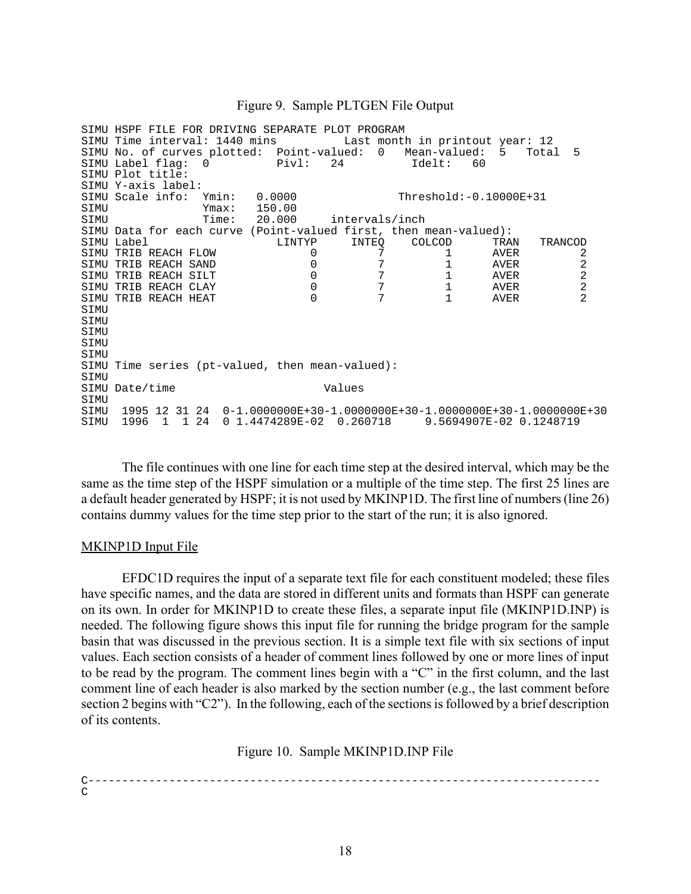Figure 9. Sample PLTGEN File Output

```
SIMU HSPF FILE FOR DRIVING SEPARATE PLOT PROGRAM
SIMU Time interval: 1440 mins          Last month in printout year: 12
SIMU No. of curves plotted:  Point-valued:  0   Mean-valued:  5   Total  5
SIMU Label flag:  0          Pivl:   24          Idelt:   60
SIMU Plot title:
SIMU Y-axis label:
SIMU Scale info:  Ymin:   0.0000               Threshold:-0.10000E+31
SIMU              Ymax:   150.00
SIMU              Time:   20.000     intervals/inch
SIMU Data for each curve (Point-valued first, then mean-valued):
SIMU Label                    LINTYP     INTEQ    COLCOD      TRAN   TRANCOD
SIMU TRIB REACH FLOW               0         7         1      AVER         2
SIMU TRIB REACH SAND               0         7         1      AVER         2
SIMU TRIB REACH SILT               0         7         1      AVER         2
SIMU TRIB REACH CLAY               0         7         1      AVER         2
SIMU TRIB REACH HEAT               0         7         1      AVER         2
SIMU
SIMU
SIMU
SIMU
SIMU
SIMU Time series (pt-valued, then mean-valued):
SIMU
SIMU Date/time                       Values
SIMU
SIMU  1995 12 31 24  0-1.0000000E+30-1.0000000E+30-1.0000000E+30-1.0000000E+30
SIMU  1996  1  1 24  0 1.4474289E-02  0.260718     9.5694907E-02 0.1248719
```

The file continues with one line for each time step at the desired interval, which may be the same as the time step of the HSPF simulation or a multiple of the time step. The first 25 lines are a default header generated by HSPF; it is not used by MKINP1D. The first line of numbers (line 26) contains dummy values for the time step prior to the start of the run; it is also ignored.

## MKINP1D Input File

EFDC1D requires the input of a separate text file for each constituent modeled; these files have specific names, and the data are stored in different units and formats than HSPF can generate on its own. In order for MKINP1D to create these files, a separate input file (MKINP1D.INP) is needed. The following figure shows this input file for running the bridge program for the sample basin that was discussed in the previous section. It is a simple text file with six sections of input values. Each section consists of a header of comment lines followed by one or more lines of input to be read by the program. The comment lines begin with a "C" in the first column, and the last comment line of each header is also marked by the section number (e.g., the last comment before section 2 begins with "C2"). In the following, each of the sections is followed by a brief description of its contents.

Figure 10. Sample MKINP1D.INP File

```
C----------------------------------------------------------------------------
C
```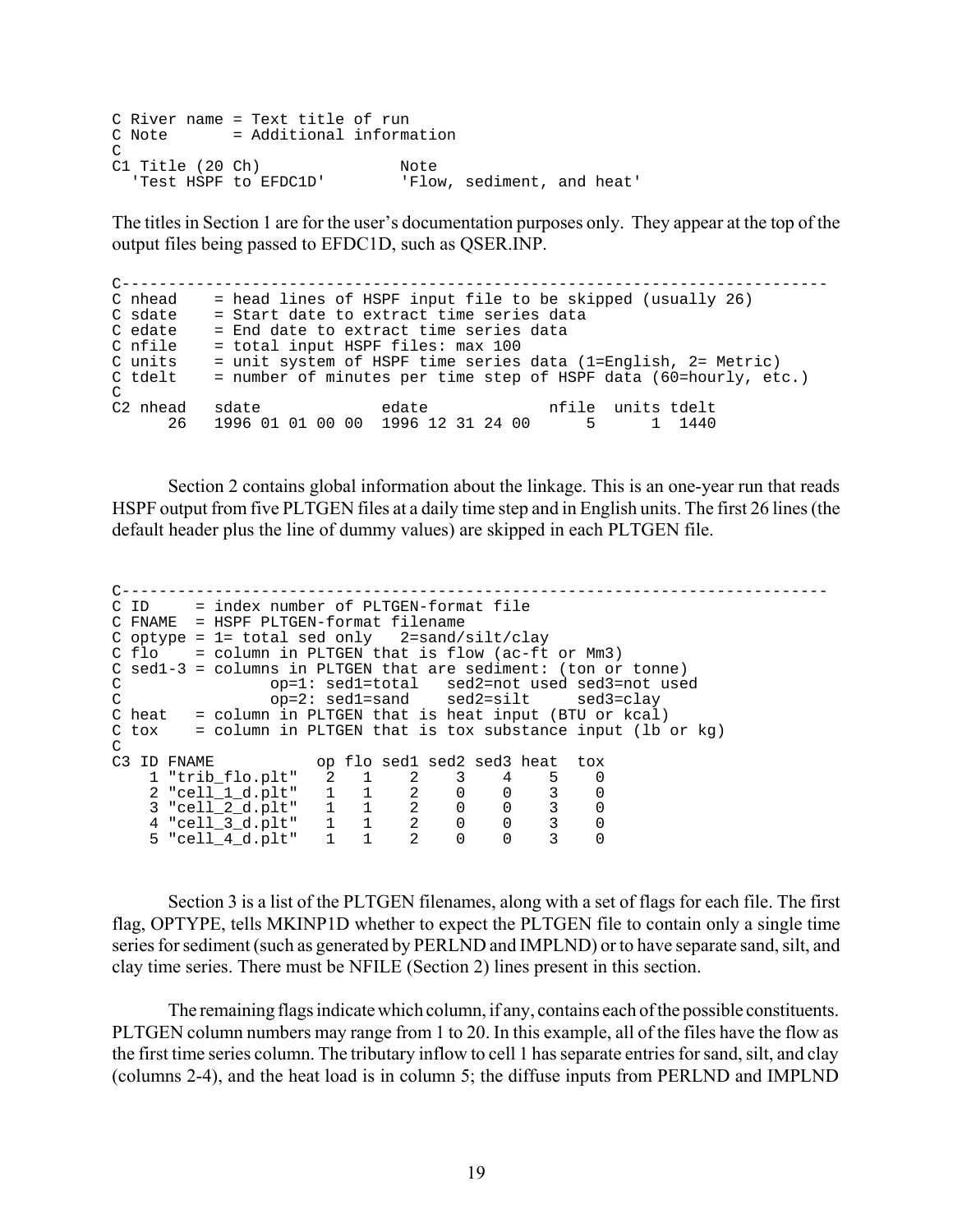```
C River name = Text title of run
C Note       = Additional information
C
C1 Title (20 Ch)              Note
  'Test HSPF to EFDC1D'        'Flow, sediment, and heat'
```

The titles in Section 1 are for the user's documentation purposes only. They appear at the top of the output files being passed to EFDC1D, such as QSER.INP.

```
C--------------------------------------------------------------------------
C nhead    = head lines of HSPF input file to be skipped (usually 26)
C sdate    = Start date to extract time series data
C edate    = End date to extract time series data
C nfile    = total input HSPF files: max 100
C units    = unit system of HSPF time series data (1=English, 2= Metric)
C tdelt    = number of minutes per time step of HSPF data (60=hourly, etc.)
C
C2 nhead   sdate             edate             nfile  units tdelt
      26   1996 01 01 00 00  1996 12 31 24 00      5      1  1440
```

Section 2 contains global information about the linkage. This is an one-year run that reads HSPF output from five PLTGEN files at a daily time step and in English units. The first 26 lines (the default header plus the line of dummy values) are skipped in each PLTGEN file.

```
C--------------------------------------------------------------------------
C ID     = index number of PLTGEN-format file
C FNAME  = HSPF PLTGEN-format filename
C optype = 1= total sed only   2=sand/silt/clay
C flo    = column in PLTGEN that is flow (ac-ft or Mm3)
C sed1-3 = columns in PLTGEN that are sediment: (ton or tonne)
C               op=1: sed1=total   sed2=not used sed3=not used
C               op=2: sed1=sand    sed2=silt     sed3=clay
C heat   = column in PLTGEN that is heat input (BTU or kcal)
C tox    = column in PLTGEN that is tox substance input (lb or kg)
C
C3 ID FNAME           op flo sed1 sed2 sed3 heat  tox
    1 "trib_flo.plt"   2   1    2    3    4    5    0
    2 "cell_1_d.plt"   1   1    2    0    0    3    0
    3 "cell_2_d.plt"   1   1    2    0    0    3    0
    4 "cell_3_d.plt"   1   1    2    0    0    3    0
    5 "cell_4_d.plt"   1   1    2    0    0    3    0
```

Section 3 is a list of the PLTGEN filenames, along with a set of flags for each file. The first flag, OPTYPE, tells MKINP1D whether to expect the PLTGEN file to contain only a single time series for sediment (such as generated by PERLND and IMPLND) or to have separate sand, silt, and clay time series. There must be NFILE (Section 2) lines present in this section.

The remaining flags indicate which column, if any, contains each of the possible constituents. PLTGEN column numbers may range from 1 to 20. In this example, all of the files have the flow as the first time series column. The tributary inflow to cell 1 has separate entries for sand, silt, and clay (columns 2-4), and the heat load is in column 5; the diffuse inputs from PERLND and IMPLND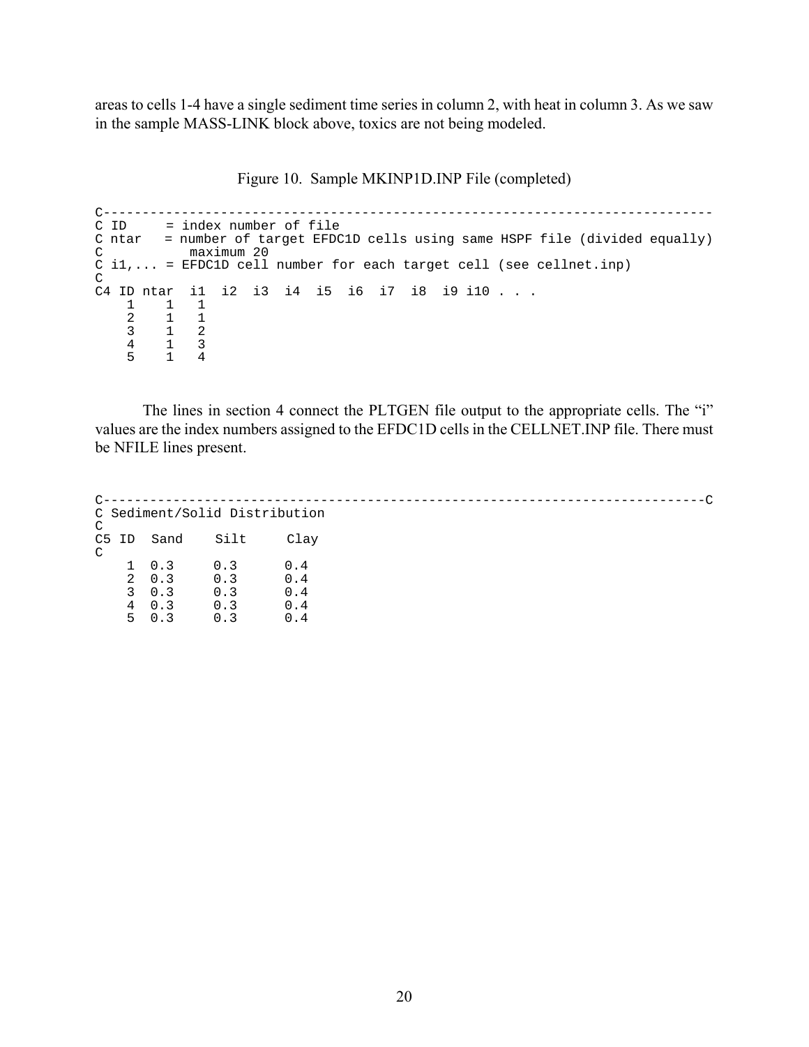areas to cells 1-4 have a single sediment time series in column 2, with heat in column 3. As we saw in the sample MASS-LINK block above, toxics are not being modeled.

Figure 10. Sample MKINP1D.INP File (completed)

```
C-----------------------------------------------------------------------------
C ID     = index number of file
C ntar   = number of target EFDC1D cells using same HSPF file (divided equally)
C           maximum 20
C i1,... = EFDC1D cell number for each target cell (see cellnet.inp)
C
C4 ID ntar  i1  i2  i3  i4  i5  i6  i7  i8  i9 i10 . . .
    1    1   1
    2    1   1
    3    1   2
    4    1   3
    5    1   4
```

The lines in section 4 connect the PLTGEN file output to the appropriate cells. The "i" values are the index numbers assigned to the EFDC1D cells in the CELLNET.INP file. There must be NFILE lines present.

```
C-----------------------------------------------------------------------------C
C Sediment/Solid Distribution
C
C5 ID  Sand    Silt     Clay
C
    1  0.3     0.3      0.4
    2  0.3     0.3      0.4
    3  0.3     0.3      0.4
    4  0.3     0.3      0.4
    5  0.3     0.3      0.4
```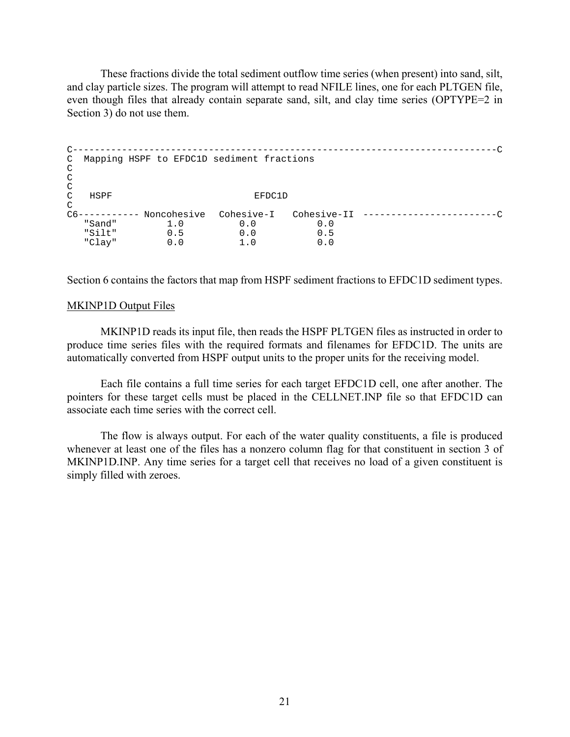These fractions divide the total sediment outflow time series (when present) into sand, silt, and clay particle sizes. The program will attempt to read NFILE lines, one for each PLTGEN file, even though files that already contain separate sand, silt, and clay time series (OPTYPE=2 in Section 3) do not use them.

```
C---------------------------------------------------------------------------C
C  Mapping HSPF to EFDC1D sediment fractions
C
C
C
C   HSPF                           EFDC1D
C
C6----------- Noncohesive  Cohesive-I   Cohesive-II  -----------------------C
   "Sand"         1.0          0.0           0.0
   "Silt"         0.5          0.0           0.5
   "Clay"         0.0          1.0           0.0
```

Section 6 contains the factors that map from HSPF sediment fractions to EFDC1D sediment types.

MKINP1D Output Files

MKINP1D reads its input file, then reads the HSPF PLTGEN files as instructed in order to produce time series files with the required formats and filenames for EFDC1D. The units are automatically converted from HSPF output units to the proper units for the receiving model.

Each file contains a full time series for each target EFDC1D cell, one after another. The pointers for these target cells must be placed in the CELLNET.INP file so that EFDC1D can associate each time series with the correct cell.

The flow is always output. For each of the water quality constituents, a file is produced whenever at least one of the files has a nonzero column flag for that constituent in section 3 of MKINP1D.INP. Any time series for a target cell that receives no load of a given constituent is simply filled with zeroes.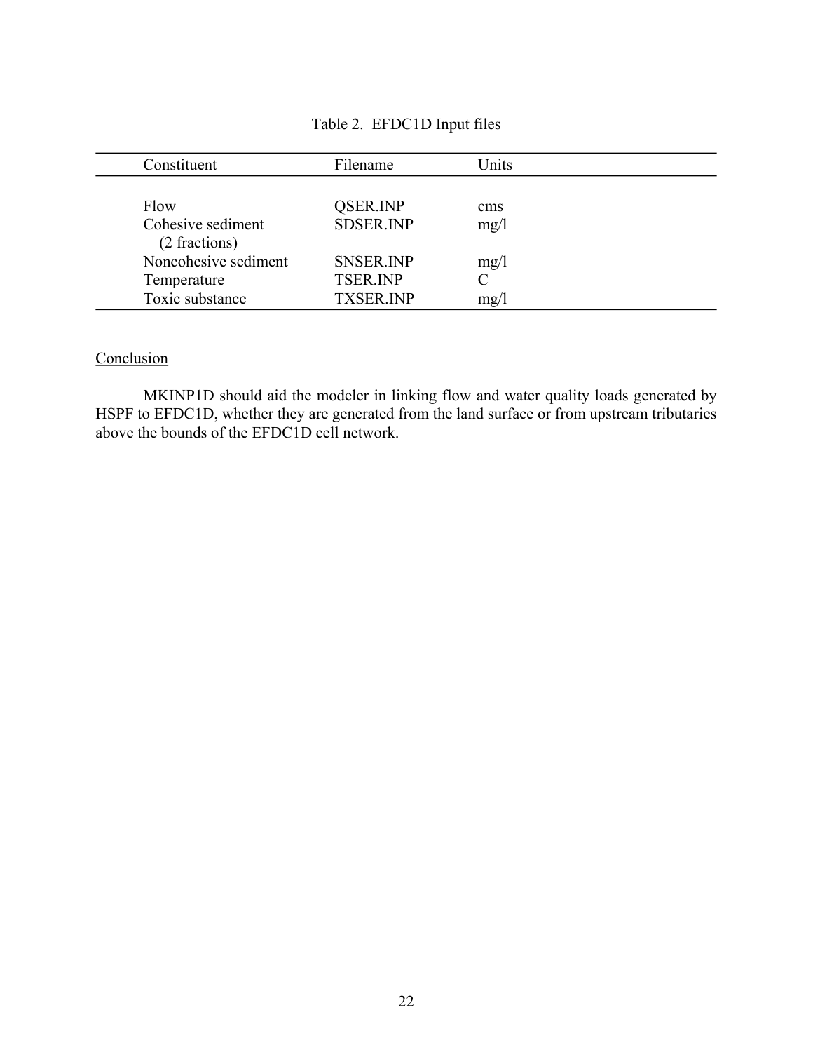Table 2. EFDC1D Input files

| Constituent | Filename | Units |
|---|---|---|
| Flow | QSER.INP | cms |
| Cohesive sediment (2 fractions) | SDSER.INP | mg/l |
| Noncohesive sediment | SNSER.INP | mg/l |
| Temperature | TSER.INP | C |
| Toxic substance | TXSER.INP | mg/l |

## Conclusion

MKINP1D should aid the modeler in linking flow and water quality loads generated by HSPF to EFDC1D, whether they are generated from the land surface or from upstream tributaries above the bounds of the EFDC1D cell network.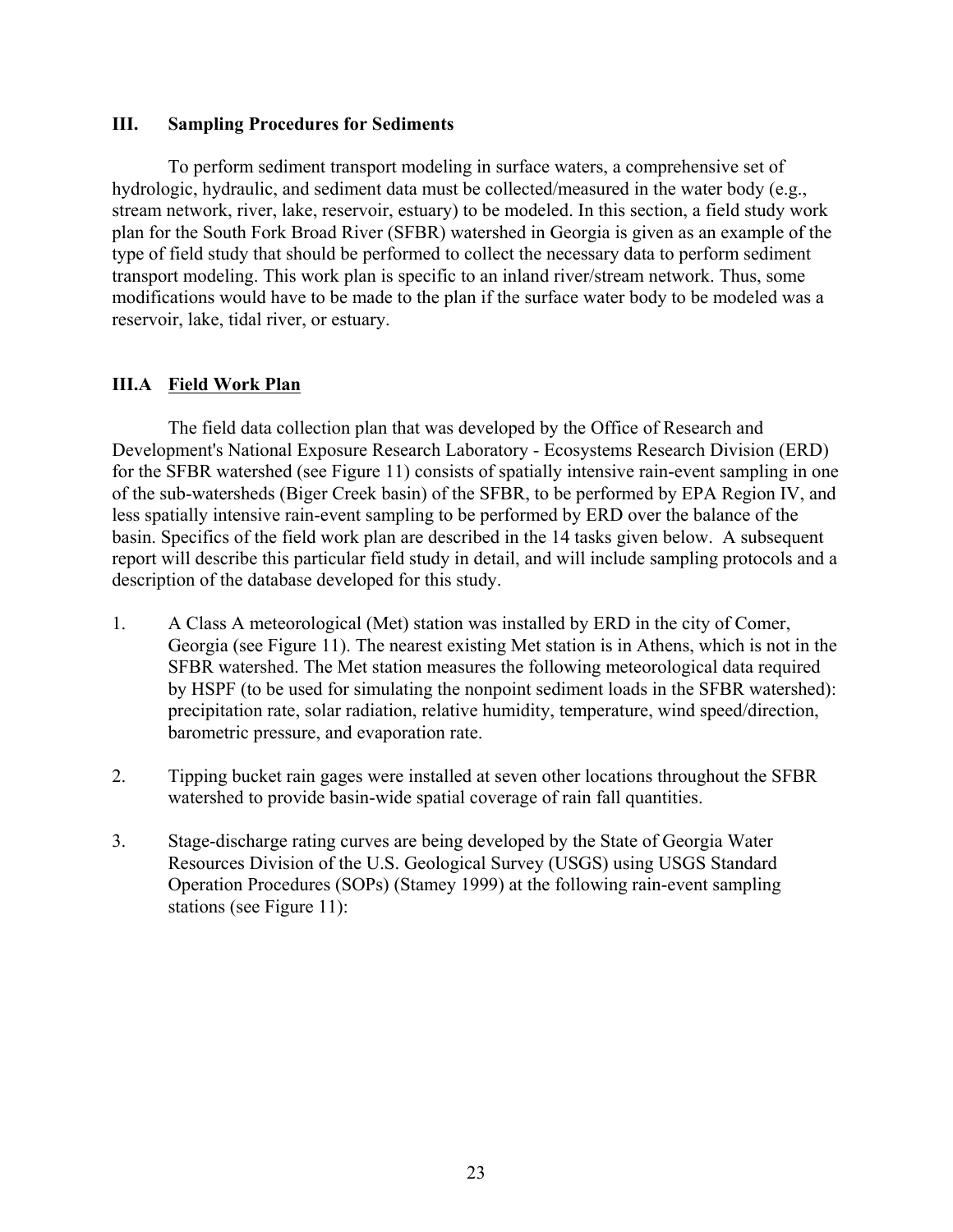## III. Sampling Procedures for Sediments

To perform sediment transport modeling in surface waters, a comprehensive set of hydrologic, hydraulic, and sediment data must be collected/measured in the water body (e.g., stream network, river, lake, reservoir, estuary) to be modeled. In this section, a field study work plan for the South Fork Broad River (SFBR) watershed in Georgia is given as an example of the type of field study that should be performed to collect the necessary data to perform sediment transport modeling. This work plan is specific to an inland river/stream network. Thus, some modifications would have to be made to the plan if the surface water body to be modeled was a reservoir, lake, tidal river, or estuary.

### III.A Field Work Plan

The field data collection plan that was developed by the Office of Research and Development's National Exposure Research Laboratory - Ecosystems Research Division (ERD) for the SFBR watershed (see Figure 11) consists of spatially intensive rain-event sampling in one of the sub-watersheds (Biger Creek basin) of the SFBR, to be performed by EPA Region IV, and less spatially intensive rain-event sampling to be performed by ERD over the balance of the basin. Specifics of the field work plan are described in the 14 tasks given below. A subsequent report will describe this particular field study in detail, and will include sampling protocols and a description of the database developed for this study.

1. A Class A meteorological (Met) station was installed by ERD in the city of Comer, Georgia (see Figure 11). The nearest existing Met station is in Athens, which is not in the SFBR watershed. The Met station measures the following meteorological data required by HSPF (to be used for simulating the nonpoint sediment loads in the SFBR watershed): precipitation rate, solar radiation, relative humidity, temperature, wind speed/direction, barometric pressure, and evaporation rate.

2. Tipping bucket rain gages were installed at seven other locations throughout the SFBR watershed to provide basin-wide spatial coverage of rain fall quantities.

3. Stage-discharge rating curves are being developed by the State of Georgia Water Resources Division of the U.S. Geological Survey (USGS) using USGS Standard Operation Procedures (SOPs) (Stamey 1999) at the following rain-event sampling stations (see Figure 11):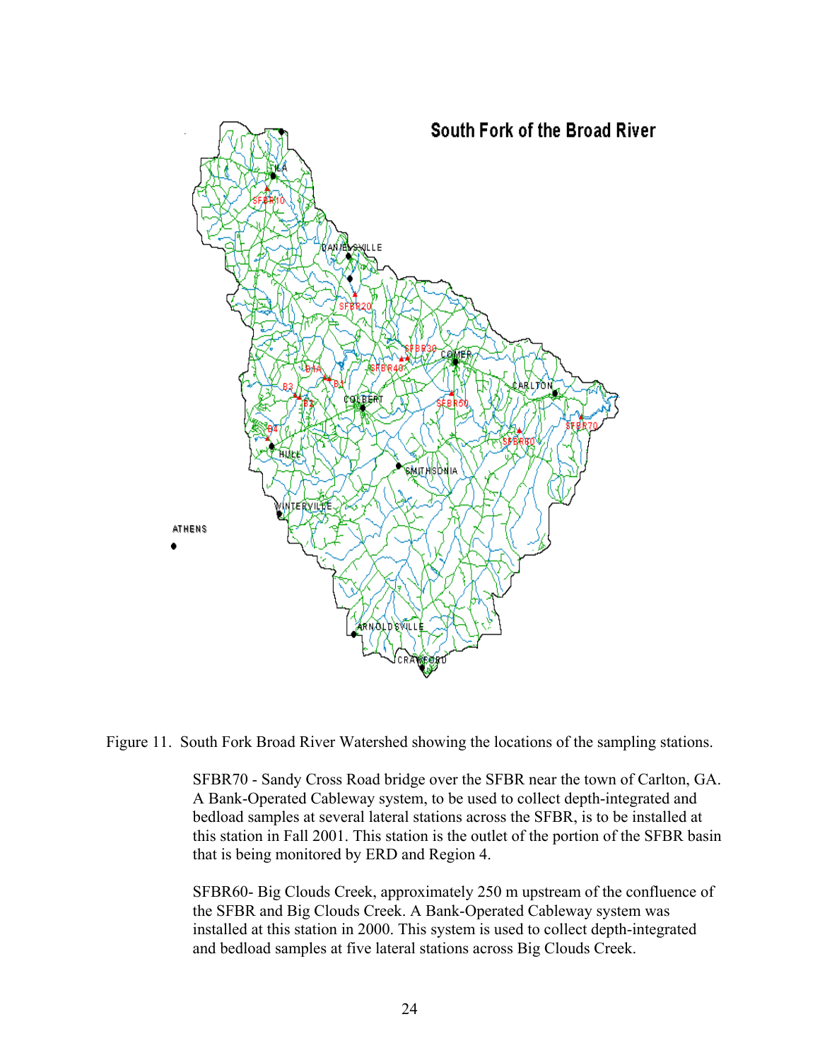Figure 11. South Fork Broad River Watershed showing the locations of the sampling stations.

SFBR70 - Sandy Cross Road bridge over the SFBR near the town of Carlton, GA. A Bank-Operated Cableway system, to be used to collect depth-integrated and bedload samples at several lateral stations across the SFBR, is to be installed at this station in Fall 2001. This station is the outlet of the portion of the SFBR basin that is being monitored by ERD and Region 4.

SFBR60- Big Clouds Creek, approximately 250 m upstream of the confluence of the SFBR and Big Clouds Creek. A Bank-Operated Cableway system was installed at this station in 2000. This system is used to collect depth-integrated and bedload samples at five lateral stations across Big Clouds Creek.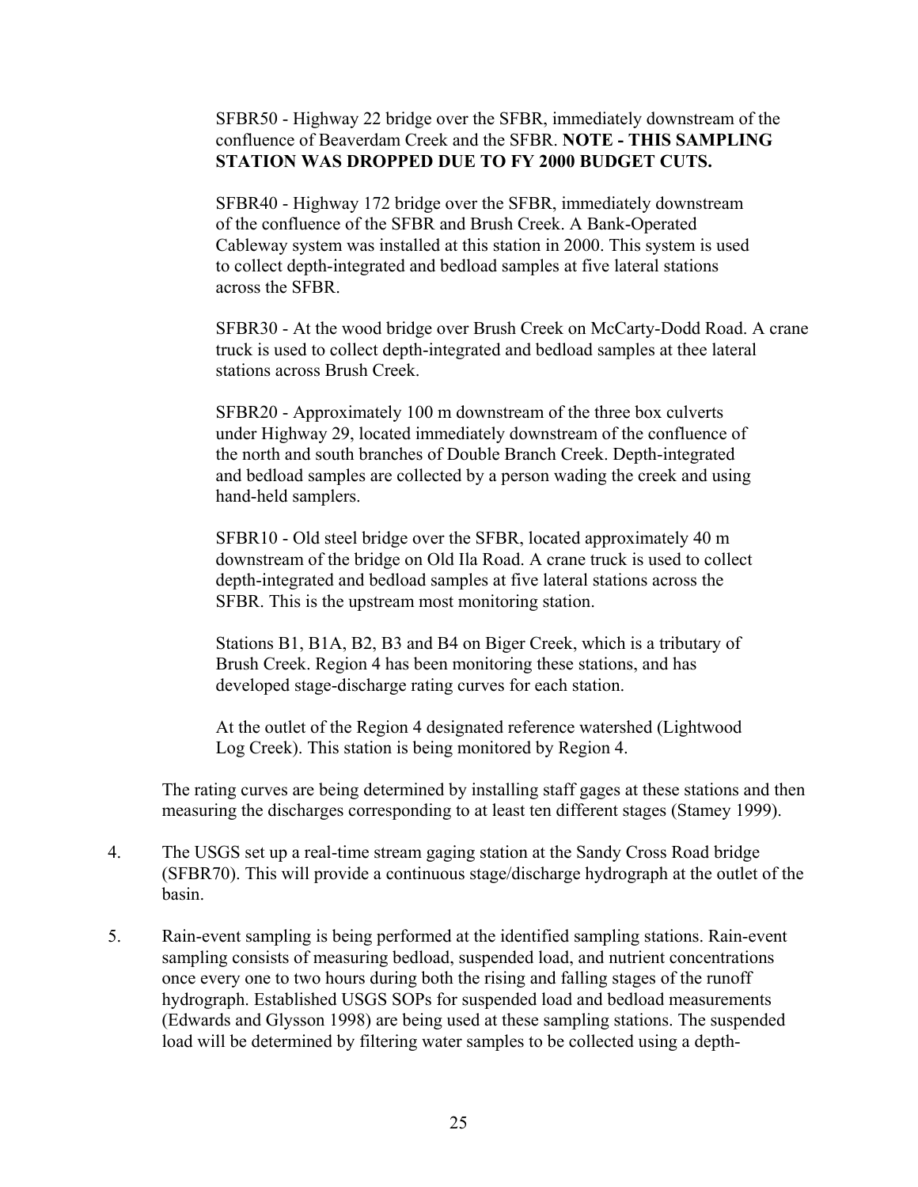SFBR50 - Highway 22 bridge over the SFBR, immediately downstream of the confluence of Beaverdam Creek and the SFBR. **NOTE - THIS SAMPLING STATION WAS DROPPED DUE TO FY 2000 BUDGET CUTS.**

SFBR40 - Highway 172 bridge over the SFBR, immediately downstream of the confluence of the SFBR and Brush Creek. A Bank-Operated Cableway system was installed at this station in 2000. This system is used to collect depth-integrated and bedload samples at five lateral stations across the SFBR.

SFBR30 - At the wood bridge over Brush Creek on McCarty-Dodd Road. A crane truck is used to collect depth-integrated and bedload samples at thee lateral stations across Brush Creek.

SFBR20 - Approximately 100 m downstream of the three box culverts under Highway 29, located immediately downstream of the confluence of the north and south branches of Double Branch Creek. Depth-integrated and bedload samples are collected by a person wading the creek and using hand-held samplers.

SFBR10 - Old steel bridge over the SFBR, located approximately 40 m downstream of the bridge on Old Ila Road. A crane truck is used to collect depth-integrated and bedload samples at five lateral stations across the SFBR. This is the upstream most monitoring station.

Stations B1, B1A, B2, B3 and B4 on Biger Creek, which is a tributary of Brush Creek. Region 4 has been monitoring these stations, and has developed stage-discharge rating curves for each station.

At the outlet of the Region 4 designated reference watershed (Lightwood Log Creek). This station is being monitored by Region 4.

The rating curves are being determined by installing staff gages at these stations and then measuring the discharges corresponding to at least ten different stages (Stamey 1999).

4. The USGS set up a real-time stream gaging station at the Sandy Cross Road bridge (SFBR70). This will provide a continuous stage/discharge hydrograph at the outlet of the basin.

5. Rain-event sampling is being performed at the identified sampling stations. Rain-event sampling consists of measuring bedload, suspended load, and nutrient concentrations once every one to two hours during both the rising and falling stages of the runoff hydrograph. Established USGS SOPs for suspended load and bedload measurements (Edwards and Glysson 1998) are being used at these sampling stations. The suspended load will be determined by filtering water samples to be collected using a depth-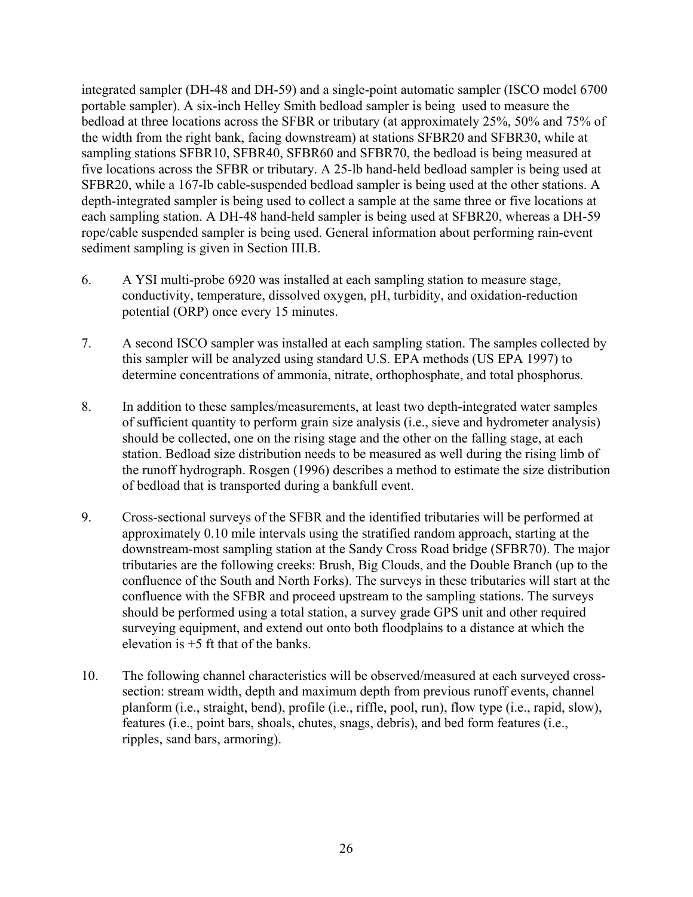integrated sampler (DH-48 and DH-59) and a single-point automatic sampler (ISCO model 6700 portable sampler). A six-inch Helley Smith bedload sampler is being  used to measure the bedload at three locations across the SFBR or tributary (at approximately 25%, 50% and 75% of the width from the right bank, facing downstream) at stations SFBR20 and SFBR30, while at sampling stations SFBR10, SFBR40, SFBR60 and SFBR70, the bedload is being measured at five locations across the SFBR or tributary. A 25-lb hand-held bedload sampler is being used at SFBR20, while a 167-lb cable-suspended bedload sampler is being used at the other stations. A depth-integrated sampler is being used to collect a sample at the same three or five locations at each sampling station. A DH-48 hand-held sampler is being used at SFBR20, whereas a DH-59 rope/cable suspended sampler is being used. General information about performing rain-event sediment sampling is given in Section III.B.

6. A YSI multi-probe 6920 was installed at each sampling station to measure stage, conductivity, temperature, dissolved oxygen, pH, turbidity, and oxidation-reduction potential (ORP) once every 15 minutes.

7. A second ISCO sampler was installed at each sampling station. The samples collected by this sampler will be analyzed using standard U.S. EPA methods (US EPA 1997) to determine concentrations of ammonia, nitrate, orthophosphate, and total phosphorus.

8. In addition to these samples/measurements, at least two depth-integrated water samples of sufficient quantity to perform grain size analysis (i.e., sieve and hydrometer analysis) should be collected, one on the rising stage and the other on the falling stage, at each station. Bedload size distribution needs to be measured as well during the rising limb of the runoff hydrograph. Rosgen (1996) describes a method to estimate the size distribution of bedload that is transported during a bankfull event.

9. Cross-sectional surveys of the SFBR and the identified tributaries will be performed at approximately 0.10 mile intervals using the stratified random approach, starting at the downstream-most sampling station at the Sandy Cross Road bridge (SFBR70). The major tributaries are the following creeks: Brush, Big Clouds, and the Double Branch (up to the confluence of the South and North Forks). The surveys in these tributaries will start at the confluence with the SFBR and proceed upstream to the sampling stations. The surveys should be performed using a total station, a survey grade GPS unit and other required surveying equipment, and extend out onto both floodplains to a distance at which the elevation is +5 ft that of the banks.

10. The following channel characteristics will be observed/measured at each surveyed cross-section: stream width, depth and maximum depth from previous runoff events, channel planform (i.e., straight, bend), profile (i.e., riffle, pool, run), flow type (i.e., rapid, slow), features (i.e., point bars, shoals, chutes, snags, debris), and bed form features (i.e., ripples, sand bars, armoring).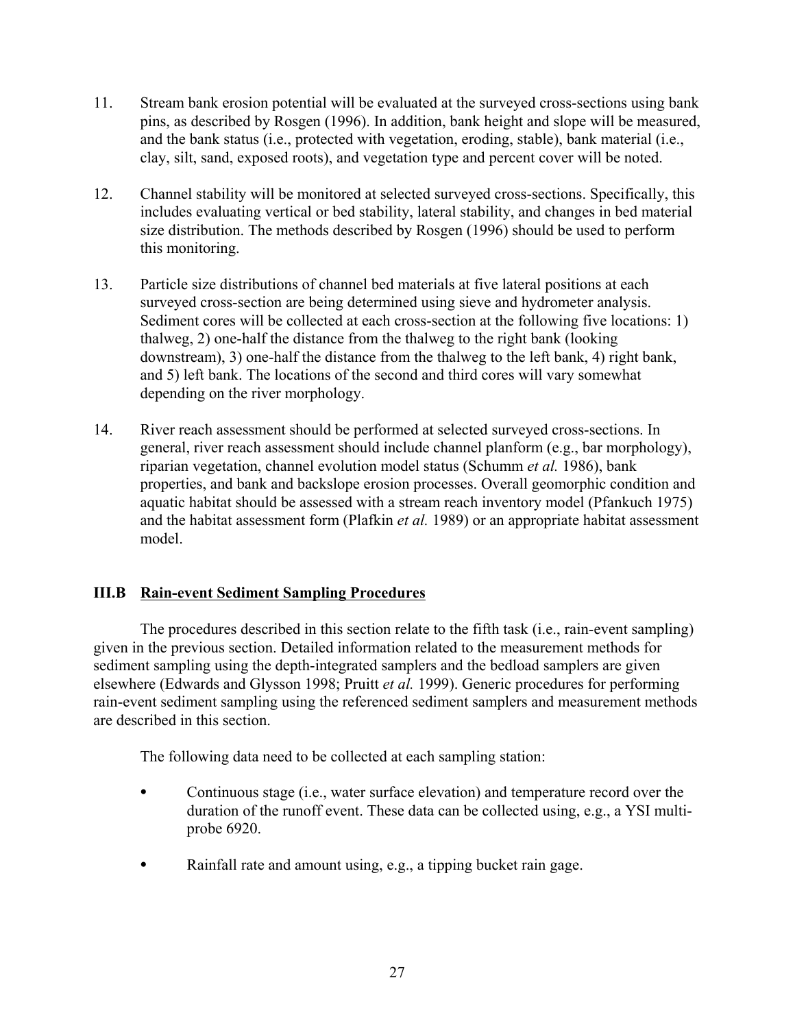11. Stream bank erosion potential will be evaluated at the surveyed cross-sections using bank pins, as described by Rosgen (1996). In addition, bank height and slope will be measured, and the bank status (i.e., protected with vegetation, eroding, stable), bank material (i.e., clay, silt, sand, exposed roots), and vegetation type and percent cover will be noted.

12. Channel stability will be monitored at selected surveyed cross-sections. Specifically, this includes evaluating vertical or bed stability, lateral stability, and changes in bed material size distribution. The methods described by Rosgen (1996) should be used to perform this monitoring.

13. Particle size distributions of channel bed materials at five lateral positions at each surveyed cross-section are being determined using sieve and hydrometer analysis. Sediment cores will be collected at each cross-section at the following five locations: 1) thalweg, 2) one-half the distance from the thalweg to the right bank (looking downstream), 3) one-half the distance from the thalweg to the left bank, 4) right bank, and 5) left bank. The locations of the second and third cores will vary somewhat depending on the river morphology.

14. River reach assessment should be performed at selected surveyed cross-sections. In general, river reach assessment should include channel planform (e.g., bar morphology), riparian vegetation, channel evolution model status (Schumm *et al.* 1986), bank properties, and bank and backslope erosion processes. Overall geomorphic condition and aquatic habitat should be assessed with a stream reach inventory model (Pfankuch 1975) and the habitat assessment form (Plafkin *et al.* 1989) or an appropriate habitat assessment model.

## III.B Rain-event Sediment Sampling Procedures

The procedures described in this section relate to the fifth task (i.e., rain-event sampling) given in the previous section. Detailed information related to the measurement methods for sediment sampling using the depth-integrated samplers and the bedload samplers are given elsewhere (Edwards and Glysson 1998; Pruitt *et al.* 1999). Generic procedures for performing rain-event sediment sampling using the referenced sediment samplers and measurement methods are described in this section.

The following data need to be collected at each sampling station:

- Continuous stage (i.e., water surface elevation) and temperature record over the duration of the runoff event. These data can be collected using, e.g., a YSI multi-probe 6920.

- Rainfall rate and amount using, e.g., a tipping bucket rain gage.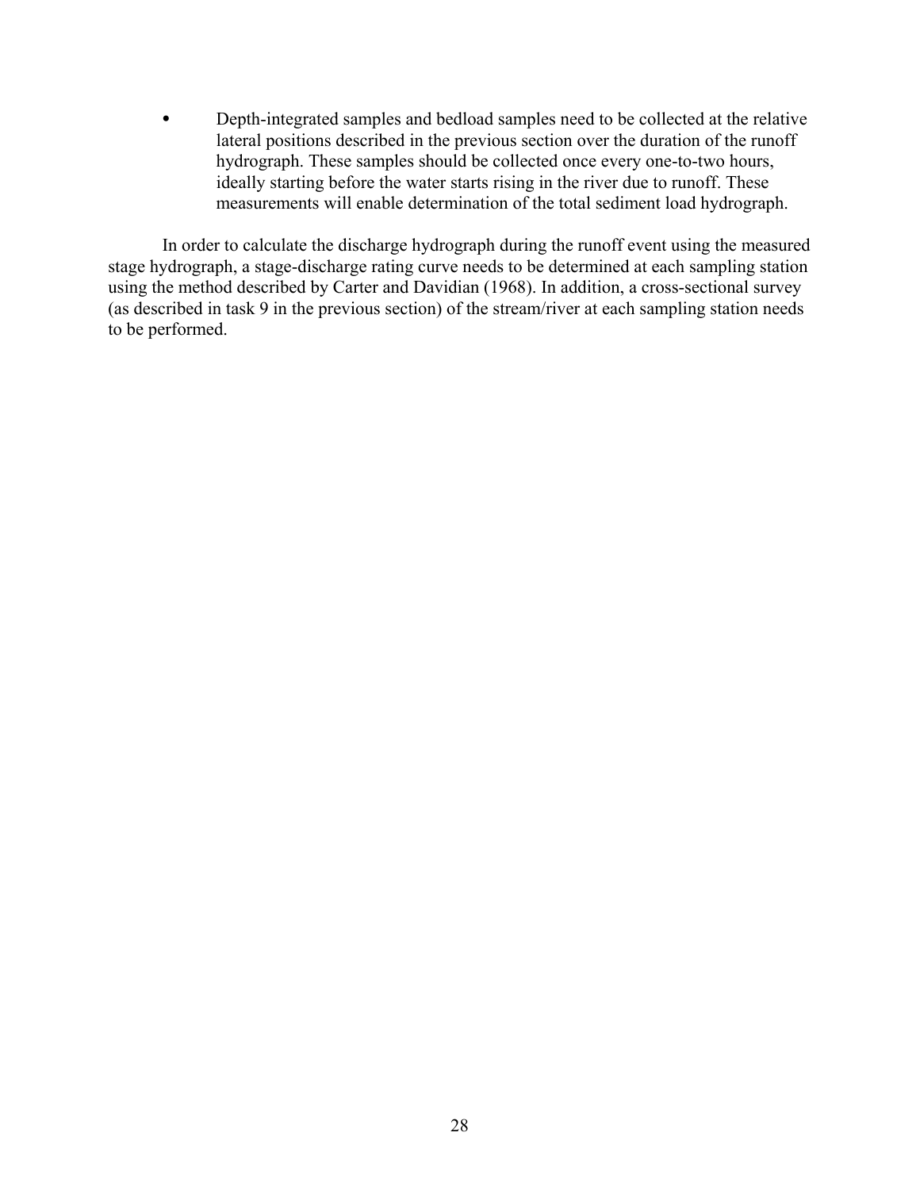- Depth-integrated samples and bedload samples need to be collected at the relative lateral positions described in the previous section over the duration of the runoff hydrograph. These samples should be collected once every one-to-two hours, ideally starting before the water starts rising in the river due to runoff. These measurements will enable determination of the total sediment load hydrograph.

In order to calculate the discharge hydrograph during the runoff event using the measured stage hydrograph, a stage-discharge rating curve needs to be determined at each sampling station using the method described by Carter and Davidian (1968). In addition, a cross-sectional survey (as described in task 9 in the previous section) of the stream/river at each sampling station needs to be performed.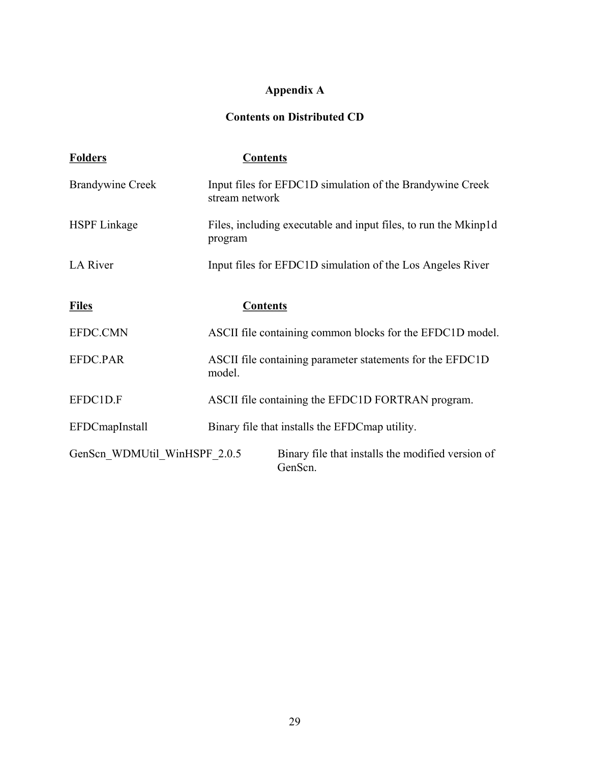# Appendix A

## Contents on Distributed CD

| Folders | Contents |
| --- | --- |
| Brandywine Creek | Input files for EFDC1D simulation of the Brandywine Creek stream network |
| HSPF Linkage | Files, including executable and input files, to run the Mkinp1d program |
| LA River | Input files for EFDC1D simulation of the Los Angeles River |

| Files | Contents |
| --- | --- |
| EFDC.CMN | ASCII file containing common blocks for the EFDC1D model. |
| EFDC.PAR | ASCII file containing parameter statements for the EFDC1D model. |
| EFDC1D.F | ASCII file containing the EFDC1D FORTRAN program. |
| EFDCmapInstall | Binary file that installs the EFDCmap utility. |
| GenScn_WDMUtil_WinHSPF_2.0.5 | Binary file that installs the modified version of GenScn. |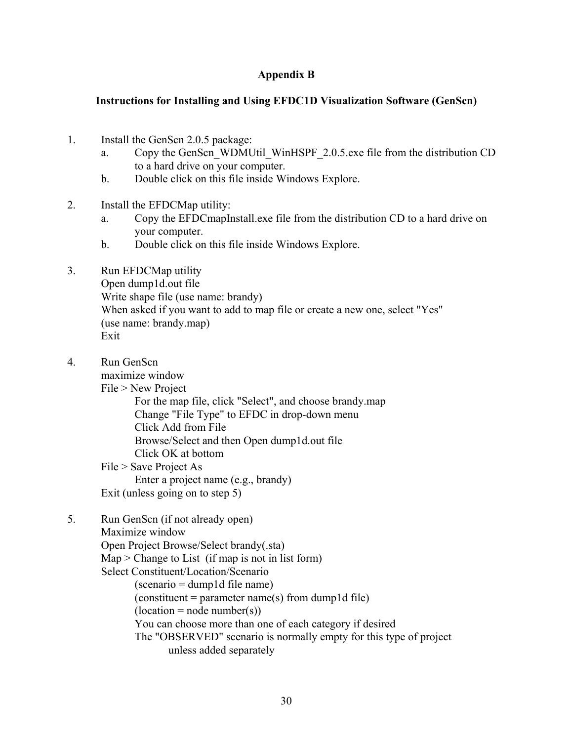# Appendix B

## Instructions for Installing and Using EFDC1D Visualization Software (GenScn)

1. Install the GenScn 2.0.5 package:
   a. Copy the GenScn_WDMUtil_WinHSPF_2.0.5.exe file from the distribution CD to a hard drive on your computer.
   b. Double click on this file inside Windows Explore.

2. Install the EFDCMap utility:
   a. Copy the EFDCmapInstall.exe file from the distribution CD to a hard drive on your computer.
   b. Double click on this file inside Windows Explore.

3. Run EFDCMap utility
   Open dump1d.out file
   Write shape file (use name: brandy)
   When asked if you want to add to map file or create a new one, select "Yes" (use name: brandy.map)
   Exit

4. Run GenScn
   maximize window
   File > New Project
      For the map file, click "Select", and choose brandy.map
      Change "File Type" to EFDC in drop-down menu
      Click Add from File
      Browse/Select and then Open dump1d.out file
      Click OK at bottom
   File > Save Project As
      Enter a project name (e.g., brandy)
   Exit (unless going on to step 5)

5. Run GenScn (if not already open)
   Maximize window
   Open Project Browse/Select brandy(.sta)
   Map > Change to List (if map is not in list form)
   Select Constituent/Location/Scenario
      (scenario = dump1d file name)
      (constituent = parameter name(s) from dump1d file)
      (location = node number(s))
      You can choose more than one of each category if desired
      The "OBSERVED" scenario is normally empty for this type of project
         unless added separately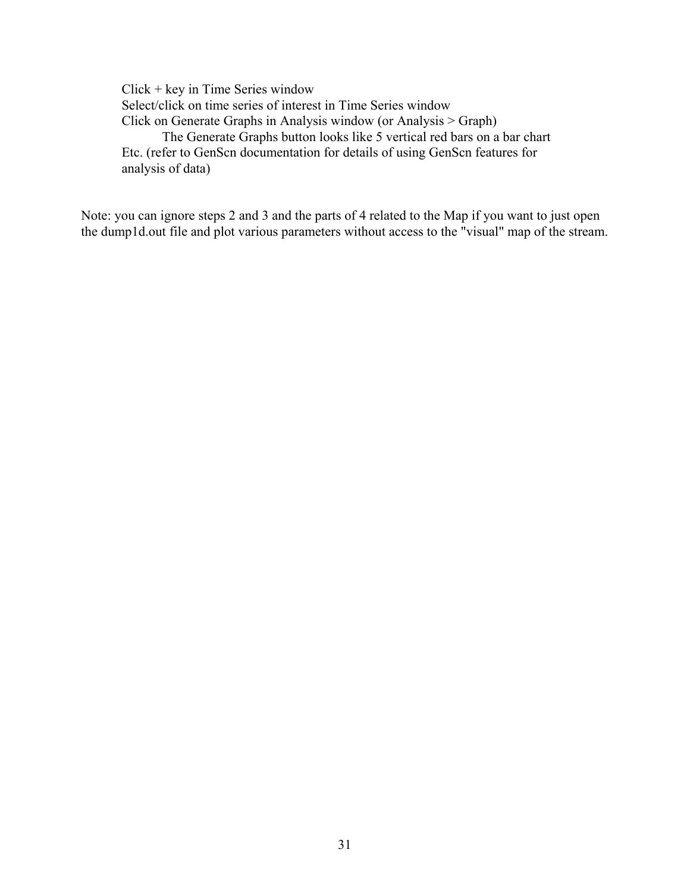Click + key in Time Series window
Select/click on time series of interest in Time Series window
Click on Generate Graphs in Analysis window (or Analysis > Graph)
    The Generate Graphs button looks like 5 vertical red bars on a bar chart
Etc. (refer to GenScn documentation for details of using GenScn features for analysis of data)

Note: you can ignore steps 2 and 3 and the parts of 4 related to the Map if you want to just open the dump1d.out file and plot various parameters without access to the "visual" map of the stream.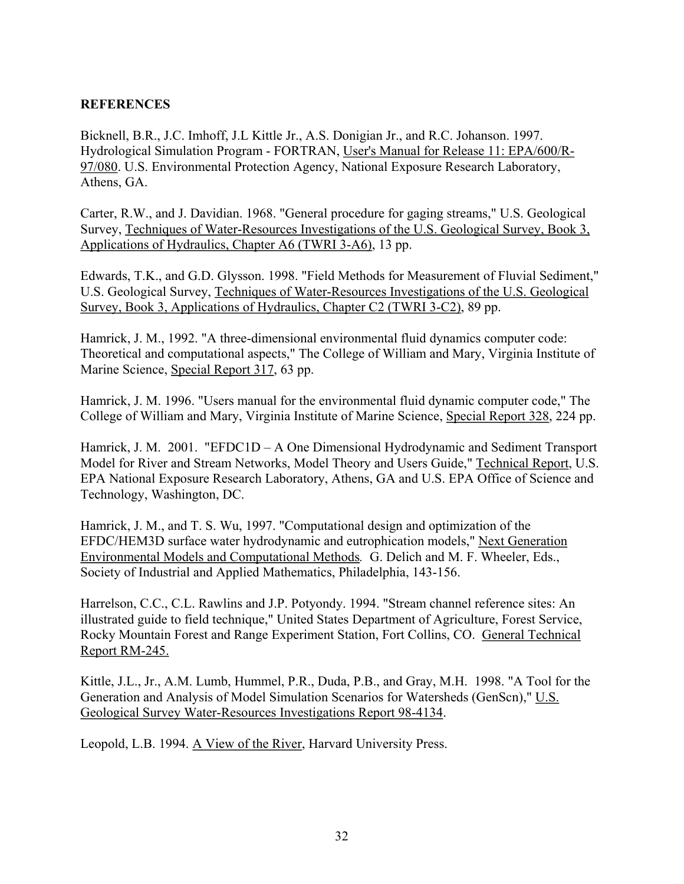## REFERENCES

Bicknell, B.R., J.C. Imhoff, J.L Kittle Jr., A.S. Donigian Jr., and R.C. Johanson. 1997. Hydrological Simulation Program - FORTRAN, User's Manual for Release 11: EPA/600/R-97/080. U.S. Environmental Protection Agency, National Exposure Research Laboratory, Athens, GA.

Carter, R.W., and J. Davidian. 1968. "General procedure for gaging streams," U.S. Geological Survey, Techniques of Water-Resources Investigations of the U.S. Geological Survey, Book 3, Applications of Hydraulics, Chapter A6 (TWRI 3-A6), 13 pp.

Edwards, T.K., and G.D. Glysson. 1998. "Field Methods for Measurement of Fluvial Sediment," U.S. Geological Survey, Techniques of Water-Resources Investigations of the U.S. Geological Survey, Book 3, Applications of Hydraulics, Chapter C2 (TWRI 3-C2), 89 pp.

Hamrick, J. M., 1992. "A three-dimensional environmental fluid dynamics computer code: Theoretical and computational aspects," The College of William and Mary, Virginia Institute of Marine Science, Special Report 317, 63 pp.

Hamrick, J. M. 1996. "Users manual for the environmental fluid dynamic computer code," The College of William and Mary, Virginia Institute of Marine Science, Special Report 328, 224 pp.

Hamrick, J. M. 2001. "EFDC1D – A One Dimensional Hydrodynamic and Sediment Transport Model for River and Stream Networks, Model Theory and Users Guide," Technical Report, U.S. EPA National Exposure Research Laboratory, Athens, GA and U.S. EPA Office of Science and Technology, Washington, DC.

Hamrick, J. M., and T. S. Wu, 1997. "Computational design and optimization of the EFDC/HEM3D surface water hydrodynamic and eutrophication models," Next Generation Environmental Models and Computational Methods*.* G. Delich and M. F. Wheeler, Eds., Society of Industrial and Applied Mathematics, Philadelphia, 143-156.

Harrelson, C.C., C.L. Rawlins and J.P. Potyondy. 1994. "Stream channel reference sites: An illustrated guide to field technique," United States Department of Agriculture, Forest Service, Rocky Mountain Forest and Range Experiment Station, Fort Collins, CO. General Technical Report RM-245.

Kittle, J.L., Jr., A.M. Lumb, Hummel, P.R., Duda, P.B., and Gray, M.H. 1998. "A Tool for the Generation and Analysis of Model Simulation Scenarios for Watersheds (GenScn)," U.S. Geological Survey Water-Resources Investigations Report 98-4134.

Leopold, L.B. 1994. A View of the River, Harvard University Press.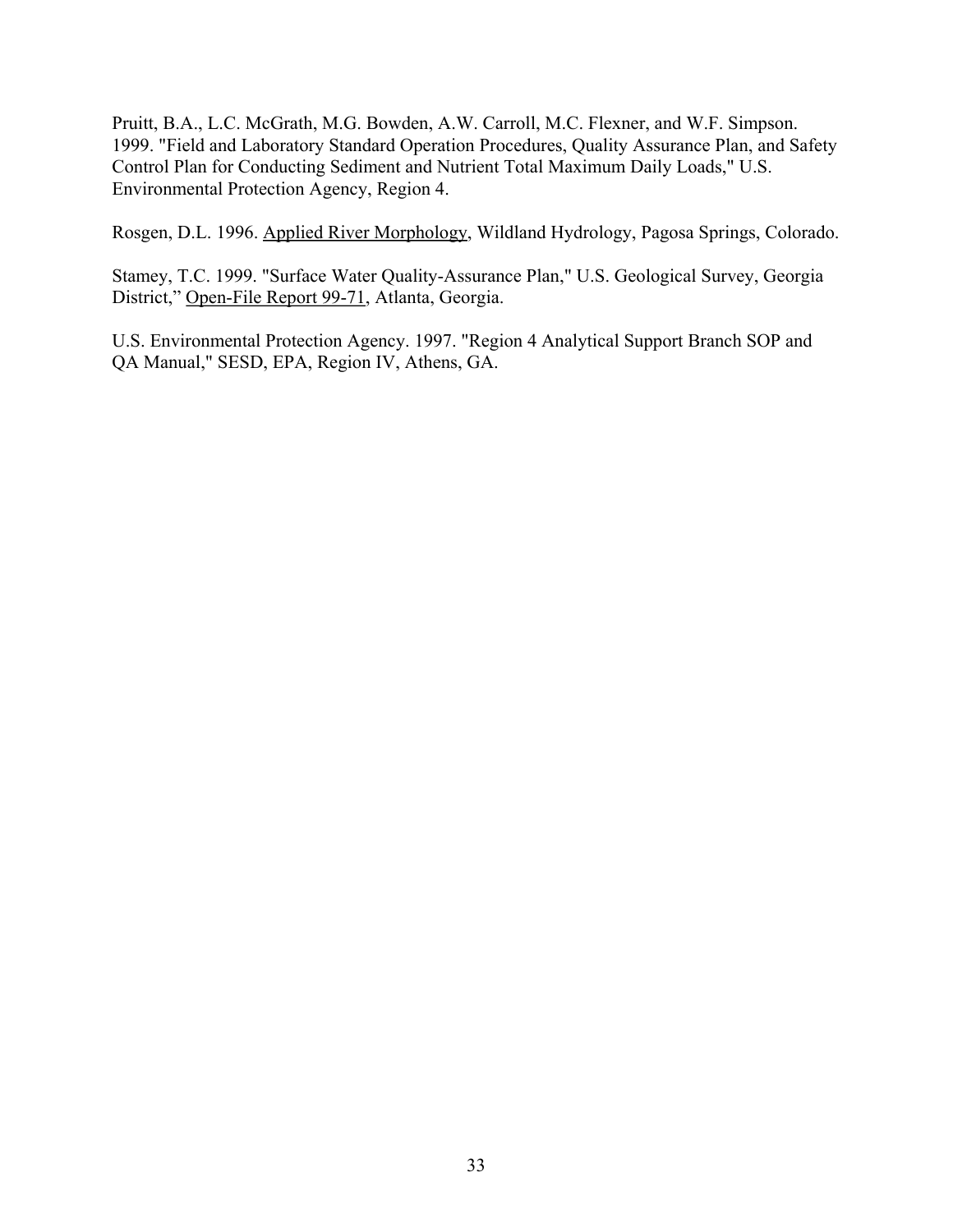Pruitt, B.A., L.C. McGrath, M.G. Bowden, A.W. Carroll, M.C. Flexner, and W.F. Simpson. 1999. "Field and Laboratory Standard Operation Procedures, Quality Assurance Plan, and Safety Control Plan for Conducting Sediment and Nutrient Total Maximum Daily Loads," U.S. Environmental Protection Agency, Region 4.

Rosgen, D.L. 1996. Applied River Morphology, Wildland Hydrology, Pagosa Springs, Colorado.

Stamey, T.C. 1999. "Surface Water Quality-Assurance Plan," U.S. Geological Survey, Georgia District," Open-File Report 99-71, Atlanta, Georgia.

U.S. Environmental Protection Agency. 1997. "Region 4 Analytical Support Branch SOP and QA Manual," SESD, EPA, Region IV, Athens, GA.